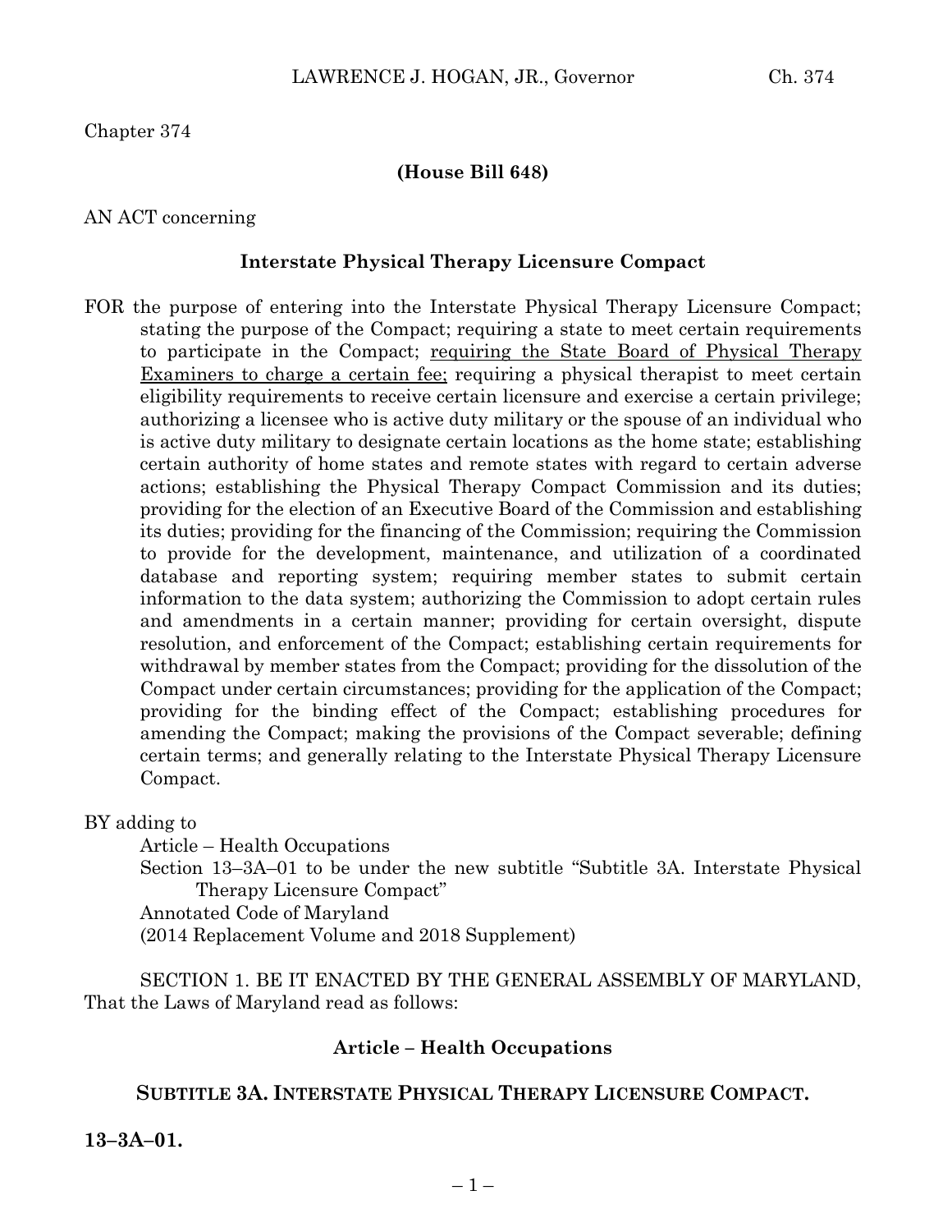Chapter 374

**(House Bill 648)**

AN ACT concerning

**Interstate Physical Therapy Licensure Compact**

FOR the purpose of entering into the Interstate Physical Therapy Licensure Compact; stating the purpose of the Compact; requiring a state to meet certain requirements to participate in the Compact; <u>requiring the State Board of Physical Therapy Examiners to charge a certain fee;</u> requiring a physical therapist to meet certain eligibility requirements to receive certain licensure and exercise a certain privilege; authorizing a licensee who is active duty military or the spouse of an individual who is active duty military to designate certain locations as the home state; establishing certain authority of home states and remote states with regard to certain adverse actions; establishing the Physical Therapy Compact Commission and its duties; providing for the election of an Executive Board of the Commission and establishing its duties; providing for the financing of the Commission; requiring the Commission to provide for the development, maintenance, and utilization of a coordinated database and reporting system; requiring member states to submit certain information to the data system; authorizing the Commission to adopt certain rules and amendments in a certain manner; providing for certain oversight, dispute resolution, and enforcement of the Compact; establishing certain requirements for withdrawal by member states from the Compact; providing for the dissolution of the Compact under certain circumstances; providing for the application of the Compact; providing for the binding effect of the Compact; establishing procedures for amending the Compact; making the provisions of the Compact severable; defining certain terms; and generally relating to the Interstate Physical Therapy Licensure Compact.

BY adding to
Article – Health Occupations
Section 13–3A–01 to be under the new subtitle "Subtitle 3A. Interstate Physical Therapy Licensure Compact"
Annotated Code of Maryland
(2014 Replacement Volume and 2018 Supplement)

SECTION 1. BE IT ENACTED BY THE GENERAL ASSEMBLY OF MARYLAND, That the Laws of Maryland read as follows:

**Article – Health Occupations**

**SUBTITLE 3A. INTERSTATE PHYSICAL THERAPY LICENSURE COMPACT.**

**13–3A–01.**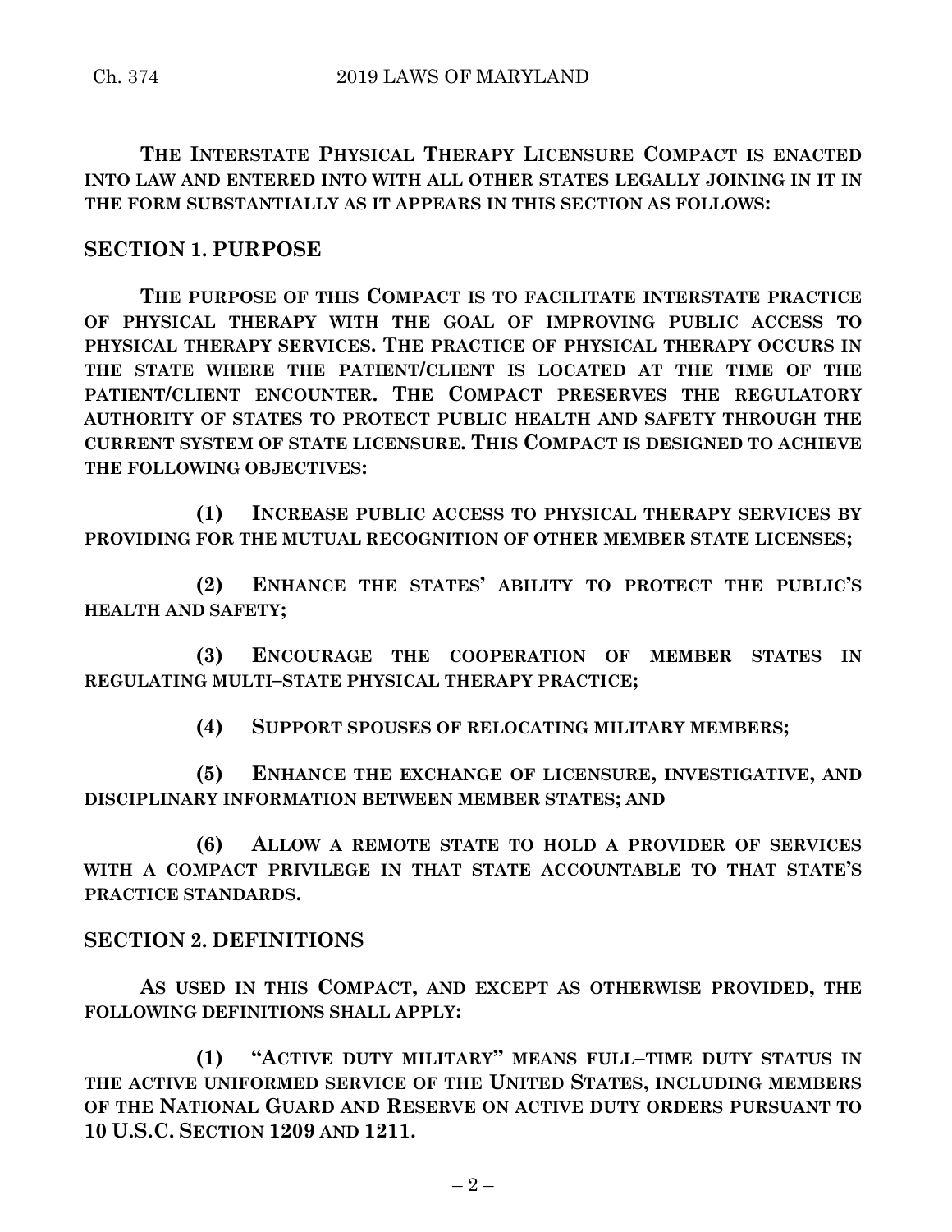**THE INTERSTATE PHYSICAL THERAPY LICENSURE COMPACT IS ENACTED INTO LAW AND ENTERED INTO WITH ALL OTHER STATES LEGALLY JOINING IN IT IN THE FORM SUBSTANTIALLY AS IT APPEARS IN THIS SECTION AS FOLLOWS:**

## SECTION 1. PURPOSE

**THE PURPOSE OF THIS COMPACT IS TO FACILITATE INTERSTATE PRACTICE OF PHYSICAL THERAPY WITH THE GOAL OF IMPROVING PUBLIC ACCESS TO PHYSICAL THERAPY SERVICES. THE PRACTICE OF PHYSICAL THERAPY OCCURS IN THE STATE WHERE THE PATIENT/CLIENT IS LOCATED AT THE TIME OF THE PATIENT/CLIENT ENCOUNTER. THE COMPACT PRESERVES THE REGULATORY AUTHORITY OF STATES TO PROTECT PUBLIC HEALTH AND SAFETY THROUGH THE CURRENT SYSTEM OF STATE LICENSURE. THIS COMPACT IS DESIGNED TO ACHIEVE THE FOLLOWING OBJECTIVES:**

**(1) INCREASE PUBLIC ACCESS TO PHYSICAL THERAPY SERVICES BY PROVIDING FOR THE MUTUAL RECOGNITION OF OTHER MEMBER STATE LICENSES;**

**(2) ENHANCE THE STATES' ABILITY TO PROTECT THE PUBLIC'S HEALTH AND SAFETY;**

**(3) ENCOURAGE THE COOPERATION OF MEMBER STATES IN REGULATING MULTI–STATE PHYSICAL THERAPY PRACTICE;**

**(4) SUPPORT SPOUSES OF RELOCATING MILITARY MEMBERS;**

**(5) ENHANCE THE EXCHANGE OF LICENSURE, INVESTIGATIVE, AND DISCIPLINARY INFORMATION BETWEEN MEMBER STATES; AND**

**(6) ALLOW A REMOTE STATE TO HOLD A PROVIDER OF SERVICES WITH A COMPACT PRIVILEGE IN THAT STATE ACCOUNTABLE TO THAT STATE'S PRACTICE STANDARDS.**

## SECTION 2. DEFINITIONS

**AS USED IN THIS COMPACT, AND EXCEPT AS OTHERWISE PROVIDED, THE FOLLOWING DEFINITIONS SHALL APPLY:**

**(1) "ACTIVE DUTY MILITARY" MEANS FULL–TIME DUTY STATUS IN THE ACTIVE UNIFORMED SERVICE OF THE UNITED STATES, INCLUDING MEMBERS OF THE NATIONAL GUARD AND RESERVE ON ACTIVE DUTY ORDERS PURSUANT TO 10 U.S.C. SECTION 1209 AND 1211.**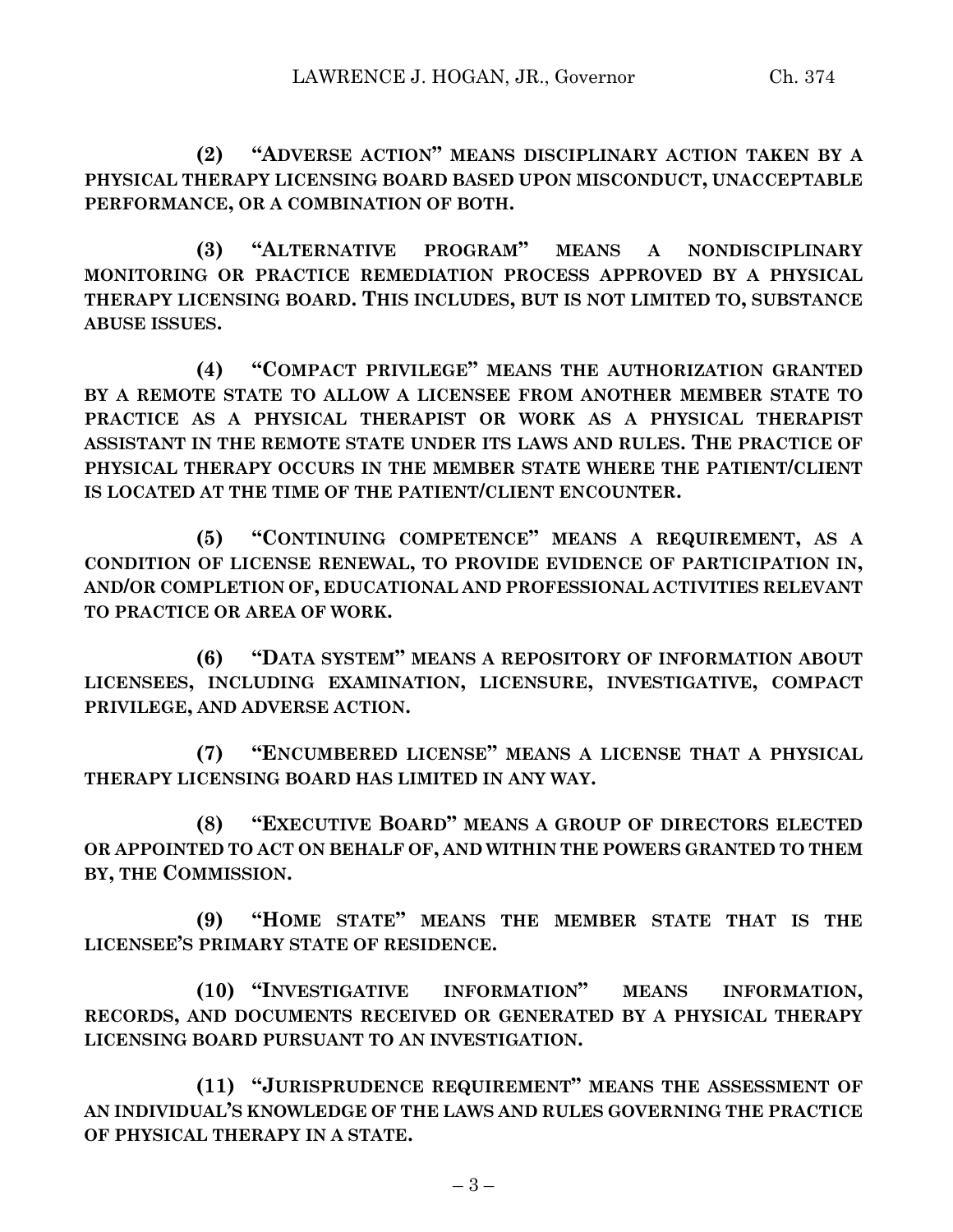**(2) "ADVERSE ACTION" MEANS DISCIPLINARY ACTION TAKEN BY A PHYSICAL THERAPY LICENSING BOARD BASED UPON MISCONDUCT, UNACCEPTABLE PERFORMANCE, OR A COMBINATION OF BOTH.**

**(3) "ALTERNATIVE PROGRAM" MEANS A NONDISCIPLINARY MONITORING OR PRACTICE REMEDIATION PROCESS APPROVED BY A PHYSICAL THERAPY LICENSING BOARD. THIS INCLUDES, BUT IS NOT LIMITED TO, SUBSTANCE ABUSE ISSUES.**

**(4) "COMPACT PRIVILEGE" MEANS THE AUTHORIZATION GRANTED BY A REMOTE STATE TO ALLOW A LICENSEE FROM ANOTHER MEMBER STATE TO PRACTICE AS A PHYSICAL THERAPIST OR WORK AS A PHYSICAL THERAPIST ASSISTANT IN THE REMOTE STATE UNDER ITS LAWS AND RULES. THE PRACTICE OF PHYSICAL THERAPY OCCURS IN THE MEMBER STATE WHERE THE PATIENT/CLIENT IS LOCATED AT THE TIME OF THE PATIENT/CLIENT ENCOUNTER.**

**(5) "CONTINUING COMPETENCE" MEANS A REQUIREMENT, AS A CONDITION OF LICENSE RENEWAL, TO PROVIDE EVIDENCE OF PARTICIPATION IN, AND/OR COMPLETION OF, EDUCATIONAL AND PROFESSIONAL ACTIVITIES RELEVANT TO PRACTICE OR AREA OF WORK.**

**(6) "DATA SYSTEM" MEANS A REPOSITORY OF INFORMATION ABOUT LICENSEES, INCLUDING EXAMINATION, LICENSURE, INVESTIGATIVE, COMPACT PRIVILEGE, AND ADVERSE ACTION.**

**(7) "ENCUMBERED LICENSE" MEANS A LICENSE THAT A PHYSICAL THERAPY LICENSING BOARD HAS LIMITED IN ANY WAY.**

**(8) "EXECUTIVE BOARD" MEANS A GROUP OF DIRECTORS ELECTED OR APPOINTED TO ACT ON BEHALF OF, AND WITHIN THE POWERS GRANTED TO THEM BY, THE COMMISSION.**

**(9) "HOME STATE" MEANS THE MEMBER STATE THAT IS THE LICENSEE'S PRIMARY STATE OF RESIDENCE.**

**(10) "INVESTIGATIVE INFORMATION" MEANS INFORMATION, RECORDS, AND DOCUMENTS RECEIVED OR GENERATED BY A PHYSICAL THERAPY LICENSING BOARD PURSUANT TO AN INVESTIGATION.**

**(11) "JURISPRUDENCE REQUIREMENT" MEANS THE ASSESSMENT OF AN INDIVIDUAL'S KNOWLEDGE OF THE LAWS AND RULES GOVERNING THE PRACTICE OF PHYSICAL THERAPY IN A STATE.**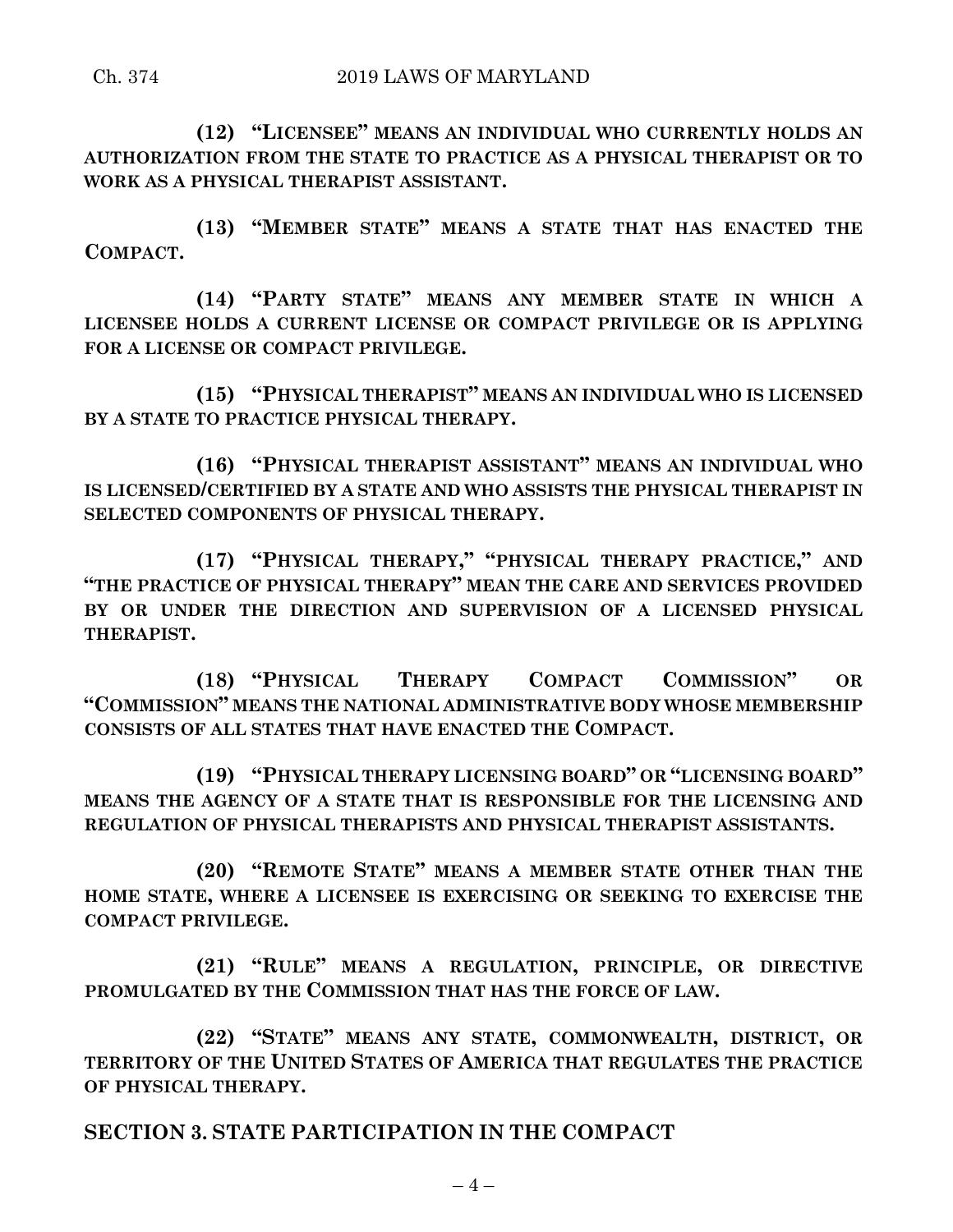**(12) "LICENSEE" MEANS AN INDIVIDUAL WHO CURRENTLY HOLDS AN AUTHORIZATION FROM THE STATE TO PRACTICE AS A PHYSICAL THERAPIST OR TO WORK AS A PHYSICAL THERAPIST ASSISTANT.**

**(13) "MEMBER STATE" MEANS A STATE THAT HAS ENACTED THE COMPACT.**

**(14) "PARTY STATE" MEANS ANY MEMBER STATE IN WHICH A LICENSEE HOLDS A CURRENT LICENSE OR COMPACT PRIVILEGE OR IS APPLYING FOR A LICENSE OR COMPACT PRIVILEGE.**

**(15) "PHYSICAL THERAPIST" MEANS AN INDIVIDUAL WHO IS LICENSED BY A STATE TO PRACTICE PHYSICAL THERAPY.**

**(16) "PHYSICAL THERAPIST ASSISTANT" MEANS AN INDIVIDUAL WHO IS LICENSED/CERTIFIED BY A STATE AND WHO ASSISTS THE PHYSICAL THERAPIST IN SELECTED COMPONENTS OF PHYSICAL THERAPY.**

**(17) "PHYSICAL THERAPY," "PHYSICAL THERAPY PRACTICE," AND "THE PRACTICE OF PHYSICAL THERAPY" MEAN THE CARE AND SERVICES PROVIDED BY OR UNDER THE DIRECTION AND SUPERVISION OF A LICENSED PHYSICAL THERAPIST.**

**(18) "PHYSICAL THERAPY COMPACT COMMISSION" OR "COMMISSION" MEANS THE NATIONAL ADMINISTRATIVE BODY WHOSE MEMBERSHIP CONSISTS OF ALL STATES THAT HAVE ENACTED THE COMPACT.**

**(19) "PHYSICAL THERAPY LICENSING BOARD" OR "LICENSING BOARD" MEANS THE AGENCY OF A STATE THAT IS RESPONSIBLE FOR THE LICENSING AND REGULATION OF PHYSICAL THERAPISTS AND PHYSICAL THERAPIST ASSISTANTS.**

**(20) "REMOTE STATE" MEANS A MEMBER STATE OTHER THAN THE HOME STATE, WHERE A LICENSEE IS EXERCISING OR SEEKING TO EXERCISE THE COMPACT PRIVILEGE.**

**(21) "RULE" MEANS A REGULATION, PRINCIPLE, OR DIRECTIVE PROMULGATED BY THE COMMISSION THAT HAS THE FORCE OF LAW.**

**(22) "STATE" MEANS ANY STATE, COMMONWEALTH, DISTRICT, OR TERRITORY OF THE UNITED STATES OF AMERICA THAT REGULATES THE PRACTICE OF PHYSICAL THERAPY.**

## SECTION 3. STATE PARTICIPATION IN THE COMPACT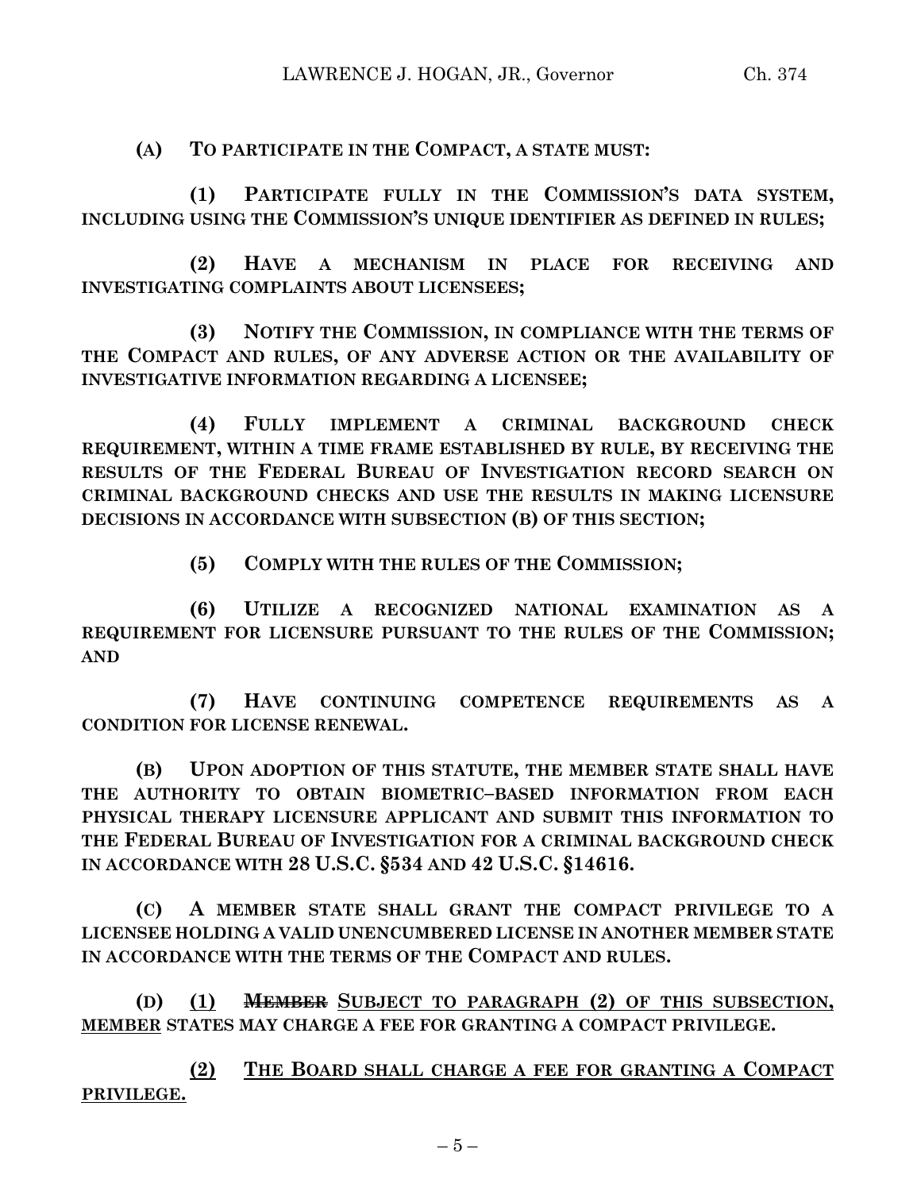**(A) TO PARTICIPATE IN THE COMPACT, A STATE MUST:**

**(1) PARTICIPATE FULLY IN THE COMMISSION'S DATA SYSTEM, INCLUDING USING THE COMMISSION'S UNIQUE IDENTIFIER AS DEFINED IN RULES;**

**(2) HAVE A MECHANISM IN PLACE FOR RECEIVING AND INVESTIGATING COMPLAINTS ABOUT LICENSEES;**

**(3) NOTIFY THE COMMISSION, IN COMPLIANCE WITH THE TERMS OF THE COMPACT AND RULES, OF ANY ADVERSE ACTION OR THE AVAILABILITY OF INVESTIGATIVE INFORMATION REGARDING A LICENSEE;**

**(4) FULLY IMPLEMENT A CRIMINAL BACKGROUND CHECK REQUIREMENT, WITHIN A TIME FRAME ESTABLISHED BY RULE, BY RECEIVING THE RESULTS OF THE FEDERAL BUREAU OF INVESTIGATION RECORD SEARCH ON CRIMINAL BACKGROUND CHECKS AND USE THE RESULTS IN MAKING LICENSURE DECISIONS IN ACCORDANCE WITH SUBSECTION (B) OF THIS SECTION;**

**(5) COMPLY WITH THE RULES OF THE COMMISSION;**

**(6) UTILIZE A RECOGNIZED NATIONAL EXAMINATION AS A REQUIREMENT FOR LICENSURE PURSUANT TO THE RULES OF THE COMMISSION; AND**

**(7) HAVE CONTINUING COMPETENCE REQUIREMENTS AS A CONDITION FOR LICENSE RENEWAL.**

**(B) UPON ADOPTION OF THIS STATUTE, THE MEMBER STATE SHALL HAVE THE AUTHORITY TO OBTAIN BIOMETRIC–BASED INFORMATION FROM EACH PHYSICAL THERAPY LICENSURE APPLICANT AND SUBMIT THIS INFORMATION TO THE FEDERAL BUREAU OF INVESTIGATION FOR A CRIMINAL BACKGROUND CHECK IN ACCORDANCE WITH 28 U.S.C. §534 AND 42 U.S.C. §14616.**

**(C) A MEMBER STATE SHALL GRANT THE COMPACT PRIVILEGE TO A LICENSEE HOLDING A VALID UNENCUMBERED LICENSE IN ANOTHER MEMBER STATE IN ACCORDANCE WITH THE TERMS OF THE COMPACT AND RULES.**

**(D) <u>(1)</u> ~~MEMBER~~ <u>SUBJECT TO PARAGRAPH (2) OF THIS SUBSECTION, MEMBER</u> STATES MAY CHARGE A FEE FOR GRANTING A COMPACT PRIVILEGE.**

**<u>(2) THE BOARD SHALL CHARGE A FEE FOR GRANTING A COMPACT PRIVILEGE.</u>**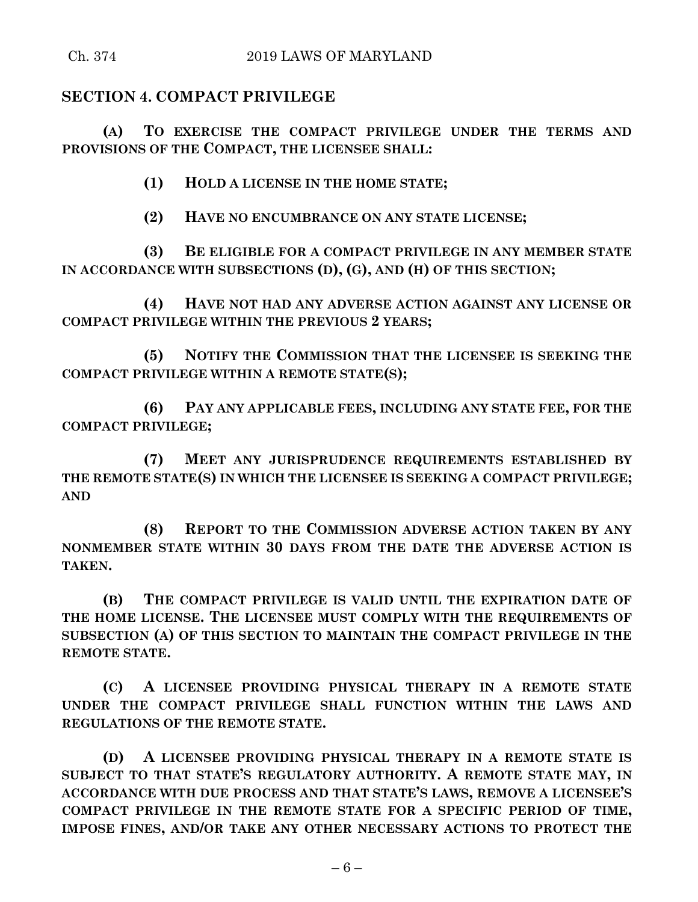## SECTION 4. COMPACT PRIVILEGE

**(A) TO EXERCISE THE COMPACT PRIVILEGE UNDER THE TERMS AND PROVISIONS OF THE COMPACT, THE LICENSEE SHALL:**

**(1) HOLD A LICENSE IN THE HOME STATE;**

**(2) HAVE NO ENCUMBRANCE ON ANY STATE LICENSE;**

**(3) BE ELIGIBLE FOR A COMPACT PRIVILEGE IN ANY MEMBER STATE IN ACCORDANCE WITH SUBSECTIONS (D), (G), AND (H) OF THIS SECTION;**

**(4) HAVE NOT HAD ANY ADVERSE ACTION AGAINST ANY LICENSE OR COMPACT PRIVILEGE WITHIN THE PREVIOUS 2 YEARS;**

**(5) NOTIFY THE COMMISSION THAT THE LICENSEE IS SEEKING THE COMPACT PRIVILEGE WITHIN A REMOTE STATE(S);**

**(6) PAY ANY APPLICABLE FEES, INCLUDING ANY STATE FEE, FOR THE COMPACT PRIVILEGE;**

**(7) MEET ANY JURISPRUDENCE REQUIREMENTS ESTABLISHED BY THE REMOTE STATE(S) IN WHICH THE LICENSEE IS SEEKING A COMPACT PRIVILEGE; AND**

**(8) REPORT TO THE COMMISSION ADVERSE ACTION TAKEN BY ANY NONMEMBER STATE WITHIN 30 DAYS FROM THE DATE THE ADVERSE ACTION IS TAKEN.**

**(B) THE COMPACT PRIVILEGE IS VALID UNTIL THE EXPIRATION DATE OF THE HOME LICENSE. THE LICENSEE MUST COMPLY WITH THE REQUIREMENTS OF SUBSECTION (A) OF THIS SECTION TO MAINTAIN THE COMPACT PRIVILEGE IN THE REMOTE STATE.**

**(C) A LICENSEE PROVIDING PHYSICAL THERAPY IN A REMOTE STATE UNDER THE COMPACT PRIVILEGE SHALL FUNCTION WITHIN THE LAWS AND REGULATIONS OF THE REMOTE STATE.**

**(D) A LICENSEE PROVIDING PHYSICAL THERAPY IN A REMOTE STATE IS SUBJECT TO THAT STATE'S REGULATORY AUTHORITY. A REMOTE STATE MAY, IN ACCORDANCE WITH DUE PROCESS AND THAT STATE'S LAWS, REMOVE A LICENSEE'S COMPACT PRIVILEGE IN THE REMOTE STATE FOR A SPECIFIC PERIOD OF TIME, IMPOSE FINES, AND/OR TAKE ANY OTHER NECESSARY ACTIONS TO PROTECT THE**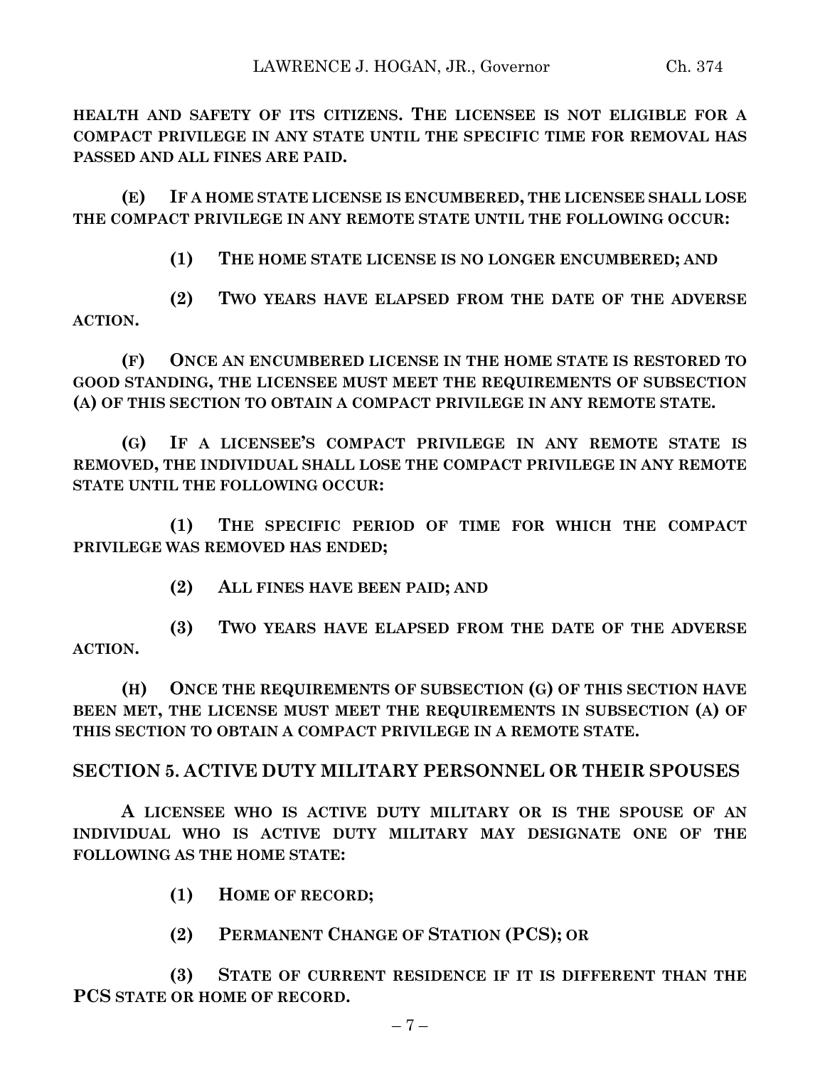**HEALTH AND SAFETY OF ITS CITIZENS. THE LICENSEE IS NOT ELIGIBLE FOR A COMPACT PRIVILEGE IN ANY STATE UNTIL THE SPECIFIC TIME FOR REMOVAL HAS PASSED AND ALL FINES ARE PAID.**

**(E) IF A HOME STATE LICENSE IS ENCUMBERED, THE LICENSEE SHALL LOSE THE COMPACT PRIVILEGE IN ANY REMOTE STATE UNTIL THE FOLLOWING OCCUR:**

**(1) THE HOME STATE LICENSE IS NO LONGER ENCUMBERED; AND**

**(2) TWO YEARS HAVE ELAPSED FROM THE DATE OF THE ADVERSE ACTION.**

**(F) ONCE AN ENCUMBERED LICENSE IN THE HOME STATE IS RESTORED TO GOOD STANDING, THE LICENSEE MUST MEET THE REQUIREMENTS OF SUBSECTION (A) OF THIS SECTION TO OBTAIN A COMPACT PRIVILEGE IN ANY REMOTE STATE.**

**(G) IF A LICENSEE'S COMPACT PRIVILEGE IN ANY REMOTE STATE IS REMOVED, THE INDIVIDUAL SHALL LOSE THE COMPACT PRIVILEGE IN ANY REMOTE STATE UNTIL THE FOLLOWING OCCUR:**

**(1) THE SPECIFIC PERIOD OF TIME FOR WHICH THE COMPACT PRIVILEGE WAS REMOVED HAS ENDED;**

**(2) ALL FINES HAVE BEEN PAID; AND**

**(3) TWO YEARS HAVE ELAPSED FROM THE DATE OF THE ADVERSE ACTION.**

**(H) ONCE THE REQUIREMENTS OF SUBSECTION (G) OF THIS SECTION HAVE BEEN MET, THE LICENSE MUST MEET THE REQUIREMENTS IN SUBSECTION (A) OF THIS SECTION TO OBTAIN A COMPACT PRIVILEGE IN A REMOTE STATE.**

## SECTION 5. ACTIVE DUTY MILITARY PERSONNEL OR THEIR SPOUSES

**A LICENSEE WHO IS ACTIVE DUTY MILITARY OR IS THE SPOUSE OF AN INDIVIDUAL WHO IS ACTIVE DUTY MILITARY MAY DESIGNATE ONE OF THE FOLLOWING AS THE HOME STATE:**

**(1) HOME OF RECORD;**

**(2) PERMANENT CHANGE OF STATION (PCS); OR**

**(3) STATE OF CURRENT RESIDENCE IF IT IS DIFFERENT THAN THE PCS STATE OR HOME OF RECORD.**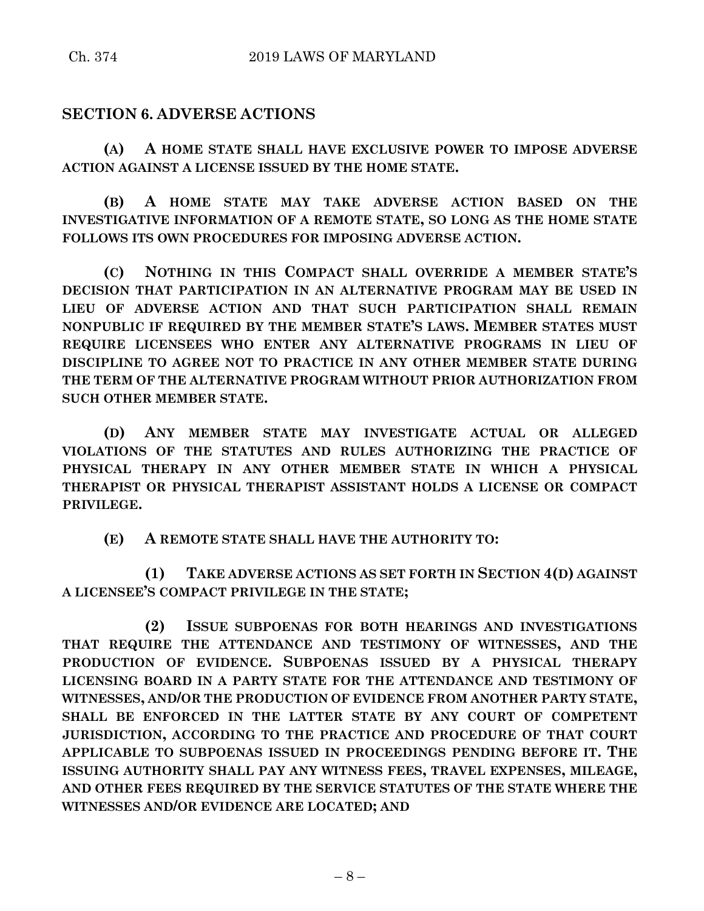## SECTION 6. ADVERSE ACTIONS

**(A) A HOME STATE SHALL HAVE EXCLUSIVE POWER TO IMPOSE ADVERSE ACTION AGAINST A LICENSE ISSUED BY THE HOME STATE.**

**(B) A HOME STATE MAY TAKE ADVERSE ACTION BASED ON THE INVESTIGATIVE INFORMATION OF A REMOTE STATE, SO LONG AS THE HOME STATE FOLLOWS ITS OWN PROCEDURES FOR IMPOSING ADVERSE ACTION.**

**(C) NOTHING IN THIS COMPACT SHALL OVERRIDE A MEMBER STATE'S DECISION THAT PARTICIPATION IN AN ALTERNATIVE PROGRAM MAY BE USED IN LIEU OF ADVERSE ACTION AND THAT SUCH PARTICIPATION SHALL REMAIN NONPUBLIC IF REQUIRED BY THE MEMBER STATE'S LAWS. MEMBER STATES MUST REQUIRE LICENSEES WHO ENTER ANY ALTERNATIVE PROGRAMS IN LIEU OF DISCIPLINE TO AGREE NOT TO PRACTICE IN ANY OTHER MEMBER STATE DURING THE TERM OF THE ALTERNATIVE PROGRAM WITHOUT PRIOR AUTHORIZATION FROM SUCH OTHER MEMBER STATE.**

**(D) ANY MEMBER STATE MAY INVESTIGATE ACTUAL OR ALLEGED VIOLATIONS OF THE STATUTES AND RULES AUTHORIZING THE PRACTICE OF PHYSICAL THERAPY IN ANY OTHER MEMBER STATE IN WHICH A PHYSICAL THERAPIST OR PHYSICAL THERAPIST ASSISTANT HOLDS A LICENSE OR COMPACT PRIVILEGE.**

**(E) A REMOTE STATE SHALL HAVE THE AUTHORITY TO:**

**(1) TAKE ADVERSE ACTIONS AS SET FORTH IN SECTION 4(D) AGAINST A LICENSEE'S COMPACT PRIVILEGE IN THE STATE;**

**(2) ISSUE SUBPOENAS FOR BOTH HEARINGS AND INVESTIGATIONS THAT REQUIRE THE ATTENDANCE AND TESTIMONY OF WITNESSES, AND THE PRODUCTION OF EVIDENCE. SUBPOENAS ISSUED BY A PHYSICAL THERAPY LICENSING BOARD IN A PARTY STATE FOR THE ATTENDANCE AND TESTIMONY OF WITNESSES, AND/OR THE PRODUCTION OF EVIDENCE FROM ANOTHER PARTY STATE, SHALL BE ENFORCED IN THE LATTER STATE BY ANY COURT OF COMPETENT JURISDICTION, ACCORDING TO THE PRACTICE AND PROCEDURE OF THAT COURT APPLICABLE TO SUBPOENAS ISSUED IN PROCEEDINGS PENDING BEFORE IT. THE ISSUING AUTHORITY SHALL PAY ANY WITNESS FEES, TRAVEL EXPENSES, MILEAGE, AND OTHER FEES REQUIRED BY THE SERVICE STATUTES OF THE STATE WHERE THE WITNESSES AND/OR EVIDENCE ARE LOCATED; AND**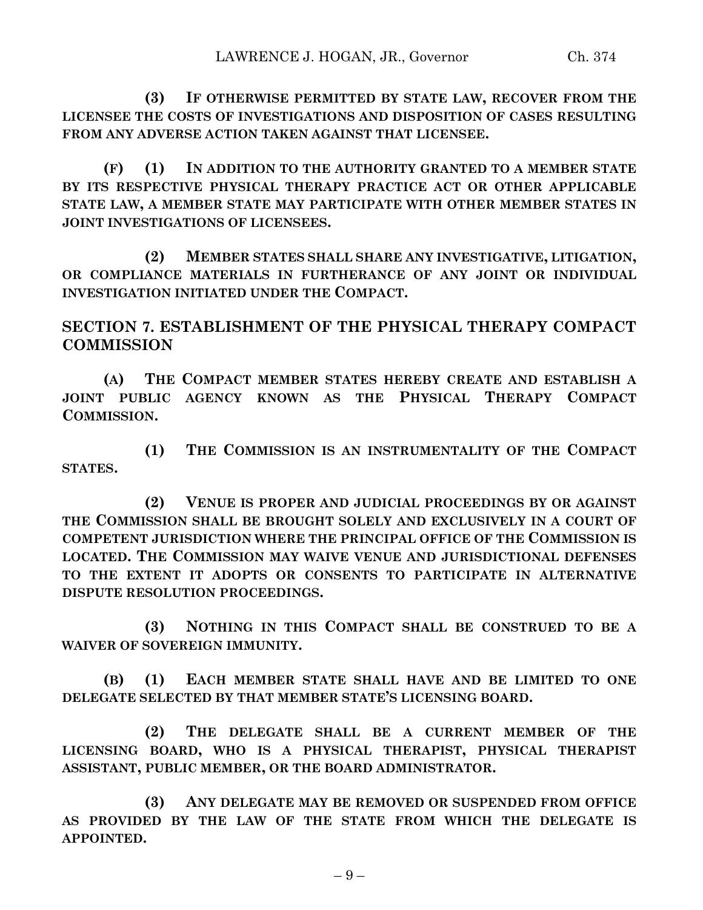**(3) IF OTHERWISE PERMITTED BY STATE LAW, RECOVER FROM THE LICENSEE THE COSTS OF INVESTIGATIONS AND DISPOSITION OF CASES RESULTING FROM ANY ADVERSE ACTION TAKEN AGAINST THAT LICENSEE.**

**(F) (1) IN ADDITION TO THE AUTHORITY GRANTED TO A MEMBER STATE BY ITS RESPECTIVE PHYSICAL THERAPY PRACTICE ACT OR OTHER APPLICABLE STATE LAW, A MEMBER STATE MAY PARTICIPATE WITH OTHER MEMBER STATES IN JOINT INVESTIGATIONS OF LICENSEES.**

**(2) MEMBER STATES SHALL SHARE ANY INVESTIGATIVE, LITIGATION, OR COMPLIANCE MATERIALS IN FURTHERANCE OF ANY JOINT OR INDIVIDUAL INVESTIGATION INITIATED UNDER THE COMPACT.**

## SECTION 7. ESTABLISHMENT OF THE PHYSICAL THERAPY COMPACT COMMISSION

**(A) THE COMPACT MEMBER STATES HEREBY CREATE AND ESTABLISH A JOINT PUBLIC AGENCY KNOWN AS THE PHYSICAL THERAPY COMPACT COMMISSION.**

**(1) THE COMMISSION IS AN INSTRUMENTALITY OF THE COMPACT STATES.**

**(2) VENUE IS PROPER AND JUDICIAL PROCEEDINGS BY OR AGAINST THE COMMISSION SHALL BE BROUGHT SOLELY AND EXCLUSIVELY IN A COURT OF COMPETENT JURISDICTION WHERE THE PRINCIPAL OFFICE OF THE COMMISSION IS LOCATED. THE COMMISSION MAY WAIVE VENUE AND JURISDICTIONAL DEFENSES TO THE EXTENT IT ADOPTS OR CONSENTS TO PARTICIPATE IN ALTERNATIVE DISPUTE RESOLUTION PROCEEDINGS.**

**(3) NOTHING IN THIS COMPACT SHALL BE CONSTRUED TO BE A WAIVER OF SOVEREIGN IMMUNITY.**

**(B) (1) EACH MEMBER STATE SHALL HAVE AND BE LIMITED TO ONE DELEGATE SELECTED BY THAT MEMBER STATE'S LICENSING BOARD.**

**(2) THE DELEGATE SHALL BE A CURRENT MEMBER OF THE LICENSING BOARD, WHO IS A PHYSICAL THERAPIST, PHYSICAL THERAPIST ASSISTANT, PUBLIC MEMBER, OR THE BOARD ADMINISTRATOR.**

**(3) ANY DELEGATE MAY BE REMOVED OR SUSPENDED FROM OFFICE AS PROVIDED BY THE LAW OF THE STATE FROM WHICH THE DELEGATE IS APPOINTED.**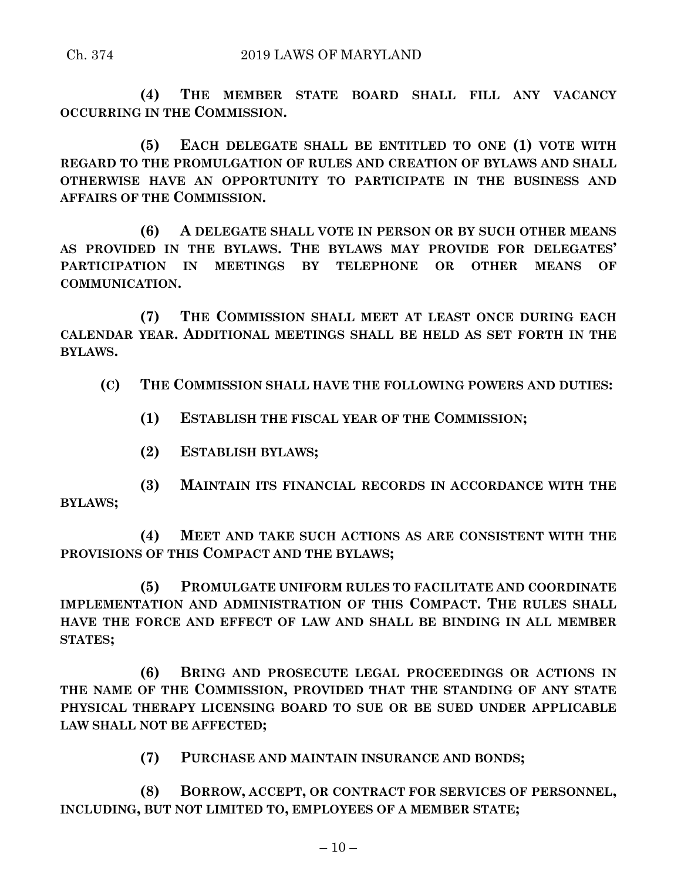**(4) THE MEMBER STATE BOARD SHALL FILL ANY VACANCY OCCURRING IN THE COMMISSION.**

**(5) EACH DELEGATE SHALL BE ENTITLED TO ONE (1) VOTE WITH REGARD TO THE PROMULGATION OF RULES AND CREATION OF BYLAWS AND SHALL OTHERWISE HAVE AN OPPORTUNITY TO PARTICIPATE IN THE BUSINESS AND AFFAIRS OF THE COMMISSION.**

**(6) A DELEGATE SHALL VOTE IN PERSON OR BY SUCH OTHER MEANS AS PROVIDED IN THE BYLAWS. THE BYLAWS MAY PROVIDE FOR DELEGATES' PARTICIPATION IN MEETINGS BY TELEPHONE OR OTHER MEANS OF COMMUNICATION.**

**(7) THE COMMISSION SHALL MEET AT LEAST ONCE DURING EACH CALENDAR YEAR. ADDITIONAL MEETINGS SHALL BE HELD AS SET FORTH IN THE BYLAWS.**

**(C) THE COMMISSION SHALL HAVE THE FOLLOWING POWERS AND DUTIES:**

**(1) ESTABLISH THE FISCAL YEAR OF THE COMMISSION;**

**(2) ESTABLISH BYLAWS;**

**(3) MAINTAIN ITS FINANCIAL RECORDS IN ACCORDANCE WITH THE BYLAWS;**

**(4) MEET AND TAKE SUCH ACTIONS AS ARE CONSISTENT WITH THE PROVISIONS OF THIS COMPACT AND THE BYLAWS;**

**(5) PROMULGATE UNIFORM RULES TO FACILITATE AND COORDINATE IMPLEMENTATION AND ADMINISTRATION OF THIS COMPACT. THE RULES SHALL HAVE THE FORCE AND EFFECT OF LAW AND SHALL BE BINDING IN ALL MEMBER STATES;**

**(6) BRING AND PROSECUTE LEGAL PROCEEDINGS OR ACTIONS IN THE NAME OF THE COMMISSION, PROVIDED THAT THE STANDING OF ANY STATE PHYSICAL THERAPY LICENSING BOARD TO SUE OR BE SUED UNDER APPLICABLE LAW SHALL NOT BE AFFECTED;**

**(7) PURCHASE AND MAINTAIN INSURANCE AND BONDS;**

**(8) BORROW, ACCEPT, OR CONTRACT FOR SERVICES OF PERSONNEL, INCLUDING, BUT NOT LIMITED TO, EMPLOYEES OF A MEMBER STATE;**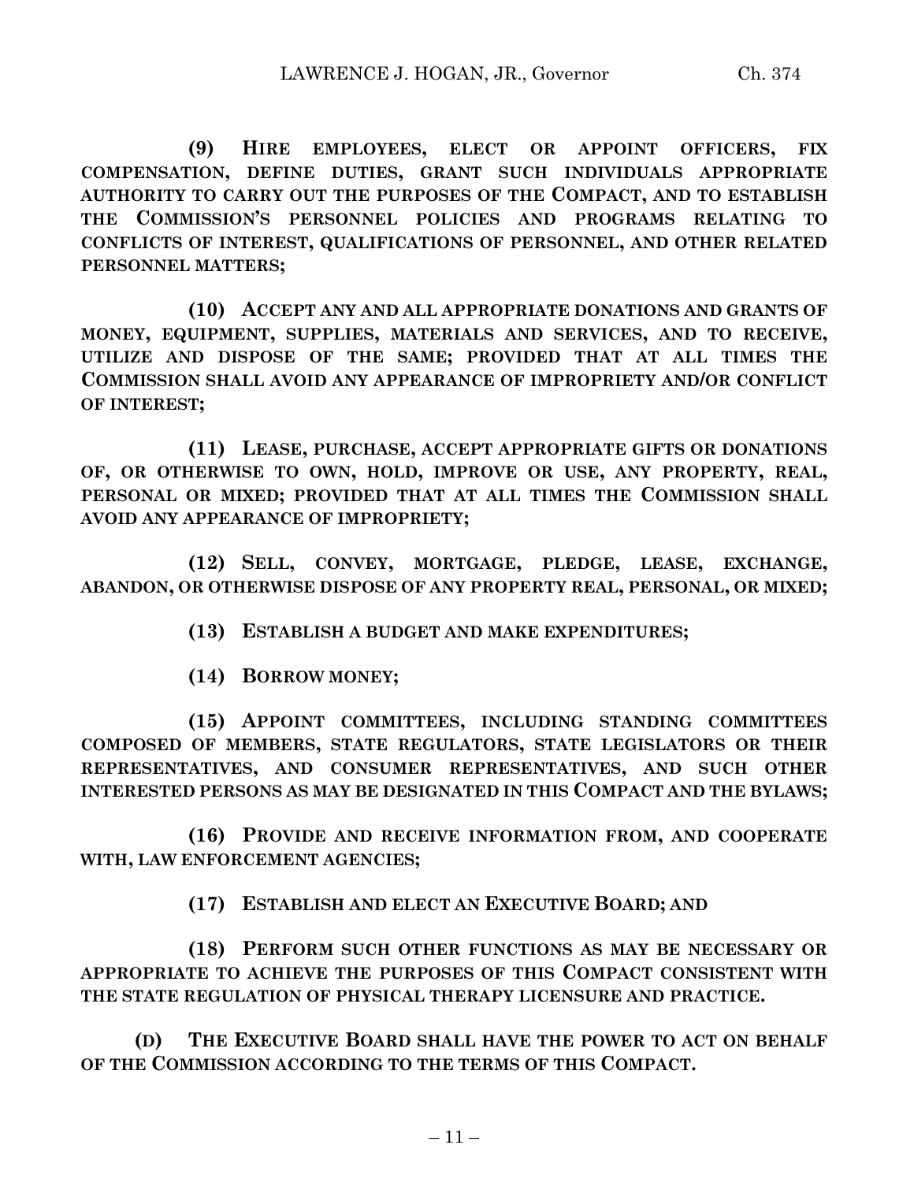**(9) HIRE EMPLOYEES, ELECT OR APPOINT OFFICERS, FIX COMPENSATION, DEFINE DUTIES, GRANT SUCH INDIVIDUALS APPROPRIATE AUTHORITY TO CARRY OUT THE PURPOSES OF THE COMPACT, AND TO ESTABLISH THE COMMISSION'S PERSONNEL POLICIES AND PROGRAMS RELATING TO CONFLICTS OF INTEREST, QUALIFICATIONS OF PERSONNEL, AND OTHER RELATED PERSONNEL MATTERS;**

**(10) ACCEPT ANY AND ALL APPROPRIATE DONATIONS AND GRANTS OF MONEY, EQUIPMENT, SUPPLIES, MATERIALS AND SERVICES, AND TO RECEIVE, UTILIZE AND DISPOSE OF THE SAME; PROVIDED THAT AT ALL TIMES THE COMMISSION SHALL AVOID ANY APPEARANCE OF IMPROPRIETY AND/OR CONFLICT OF INTEREST;**

**(11) LEASE, PURCHASE, ACCEPT APPROPRIATE GIFTS OR DONATIONS OF, OR OTHERWISE TO OWN, HOLD, IMPROVE OR USE, ANY PROPERTY, REAL, PERSONAL OR MIXED; PROVIDED THAT AT ALL TIMES THE COMMISSION SHALL AVOID ANY APPEARANCE OF IMPROPRIETY;**

**(12) SELL, CONVEY, MORTGAGE, PLEDGE, LEASE, EXCHANGE, ABANDON, OR OTHERWISE DISPOSE OF ANY PROPERTY REAL, PERSONAL, OR MIXED;**

**(13) ESTABLISH A BUDGET AND MAKE EXPENDITURES;**

**(14) BORROW MONEY;**

**(15) APPOINT COMMITTEES, INCLUDING STANDING COMMITTEES COMPOSED OF MEMBERS, STATE REGULATORS, STATE LEGISLATORS OR THEIR REPRESENTATIVES, AND CONSUMER REPRESENTATIVES, AND SUCH OTHER INTERESTED PERSONS AS MAY BE DESIGNATED IN THIS COMPACT AND THE BYLAWS;**

**(16) PROVIDE AND RECEIVE INFORMATION FROM, AND COOPERATE WITH, LAW ENFORCEMENT AGENCIES;**

**(17) ESTABLISH AND ELECT AN EXECUTIVE BOARD; AND**

**(18) PERFORM SUCH OTHER FUNCTIONS AS MAY BE NECESSARY OR APPROPRIATE TO ACHIEVE THE PURPOSES OF THIS COMPACT CONSISTENT WITH THE STATE REGULATION OF PHYSICAL THERAPY LICENSURE AND PRACTICE.**

**(D) THE EXECUTIVE BOARD SHALL HAVE THE POWER TO ACT ON BEHALF OF THE COMMISSION ACCORDING TO THE TERMS OF THIS COMPACT.**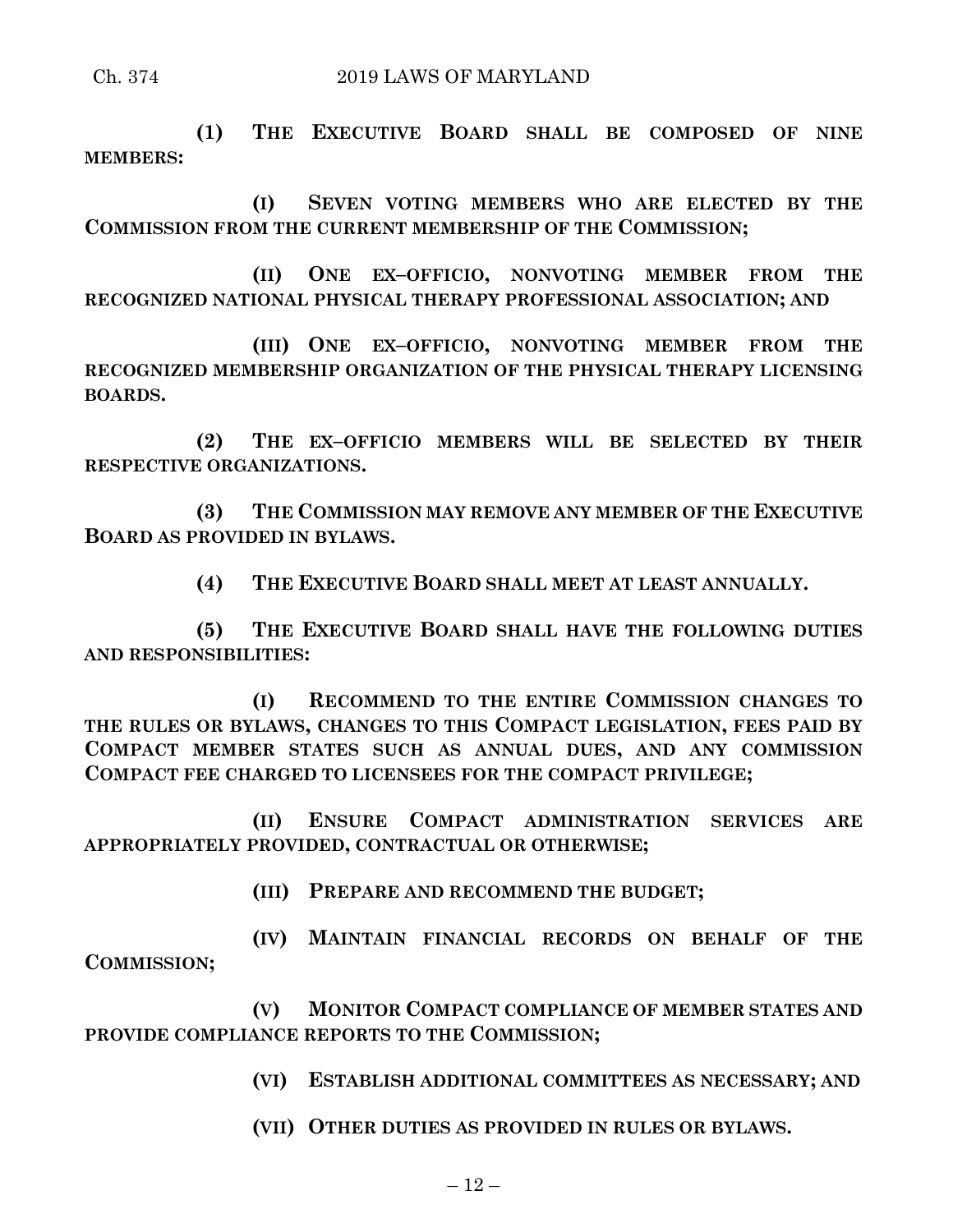**(1) THE EXECUTIVE BOARD SHALL BE COMPOSED OF NINE MEMBERS:**

**(I) SEVEN VOTING MEMBERS WHO ARE ELECTED BY THE COMMISSION FROM THE CURRENT MEMBERSHIP OF THE COMMISSION;**

**(II) ONE EX–OFFICIO, NONVOTING MEMBER FROM THE RECOGNIZED NATIONAL PHYSICAL THERAPY PROFESSIONAL ASSOCIATION; AND**

**(III) ONE EX–OFFICIO, NONVOTING MEMBER FROM THE RECOGNIZED MEMBERSHIP ORGANIZATION OF THE PHYSICAL THERAPY LICENSING BOARDS.**

**(2) THE EX–OFFICIO MEMBERS WILL BE SELECTED BY THEIR RESPECTIVE ORGANIZATIONS.**

**(3) THE COMMISSION MAY REMOVE ANY MEMBER OF THE EXECUTIVE BOARD AS PROVIDED IN BYLAWS.**

**(4) THE EXECUTIVE BOARD SHALL MEET AT LEAST ANNUALLY.**

**(5) THE EXECUTIVE BOARD SHALL HAVE THE FOLLOWING DUTIES AND RESPONSIBILITIES:**

**(I) RECOMMEND TO THE ENTIRE COMMISSION CHANGES TO THE RULES OR BYLAWS, CHANGES TO THIS COMPACT LEGISLATION, FEES PAID BY COMPACT MEMBER STATES SUCH AS ANNUAL DUES, AND ANY COMMISSION COMPACT FEE CHARGED TO LICENSEES FOR THE COMPACT PRIVILEGE;**

**(II) ENSURE COMPACT ADMINISTRATION SERVICES ARE APPROPRIATELY PROVIDED, CONTRACTUAL OR OTHERWISE;**

**(III) PREPARE AND RECOMMEND THE BUDGET;**

**(IV) MAINTAIN FINANCIAL RECORDS ON BEHALF OF THE COMMISSION;**

**(V) MONITOR COMPACT COMPLIANCE OF MEMBER STATES AND PROVIDE COMPLIANCE REPORTS TO THE COMMISSION;**

**(VI) ESTABLISH ADDITIONAL COMMITTEES AS NECESSARY; AND**

**(VII) OTHER DUTIES AS PROVIDED IN RULES OR BYLAWS.**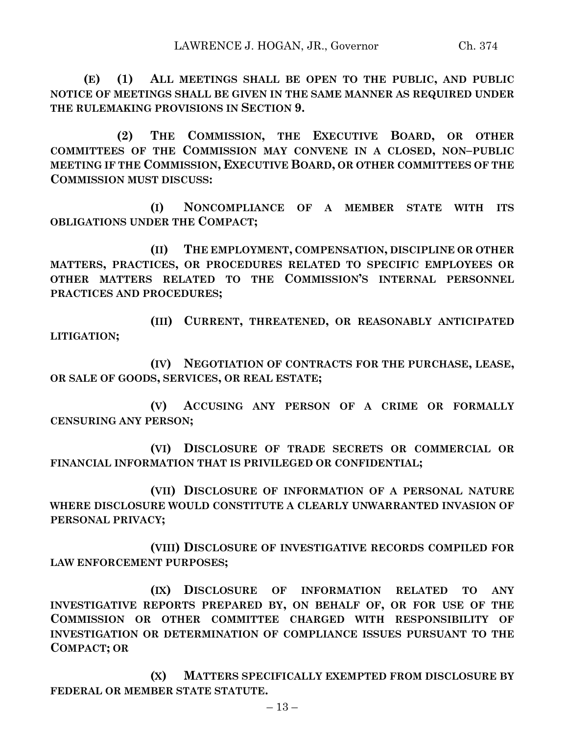**(E) (1) ALL MEETINGS SHALL BE OPEN TO THE PUBLIC, AND PUBLIC NOTICE OF MEETINGS SHALL BE GIVEN IN THE SAME MANNER AS REQUIRED UNDER THE RULEMAKING PROVISIONS IN SECTION 9.**

**(2) THE COMMISSION, THE EXECUTIVE BOARD, OR OTHER COMMITTEES OF THE COMMISSION MAY CONVENE IN A CLOSED, NON–PUBLIC MEETING IF THE COMMISSION, EXECUTIVE BOARD, OR OTHER COMMITTEES OF THE COMMISSION MUST DISCUSS:**

**(I) NONCOMPLIANCE OF A MEMBER STATE WITH ITS OBLIGATIONS UNDER THE COMPACT;**

**(II) THE EMPLOYMENT, COMPENSATION, DISCIPLINE OR OTHER MATTERS, PRACTICES, OR PROCEDURES RELATED TO SPECIFIC EMPLOYEES OR OTHER MATTERS RELATED TO THE COMMISSION'S INTERNAL PERSONNEL PRACTICES AND PROCEDURES;**

**(III) CURRENT, THREATENED, OR REASONABLY ANTICIPATED LITIGATION;**

**(IV) NEGOTIATION OF CONTRACTS FOR THE PURCHASE, LEASE, OR SALE OF GOODS, SERVICES, OR REAL ESTATE;**

**(V) ACCUSING ANY PERSON OF A CRIME OR FORMALLY CENSURING ANY PERSON;**

**(VI) DISCLOSURE OF TRADE SECRETS OR COMMERCIAL OR FINANCIAL INFORMATION THAT IS PRIVILEGED OR CONFIDENTIAL;**

**(VII) DISCLOSURE OF INFORMATION OF A PERSONAL NATURE WHERE DISCLOSURE WOULD CONSTITUTE A CLEARLY UNWARRANTED INVASION OF PERSONAL PRIVACY;**

**(VIII) DISCLOSURE OF INVESTIGATIVE RECORDS COMPILED FOR LAW ENFORCEMENT PURPOSES;**

**(IX) DISCLOSURE OF INFORMATION RELATED TO ANY INVESTIGATIVE REPORTS PREPARED BY, ON BEHALF OF, OR FOR USE OF THE COMMISSION OR OTHER COMMITTEE CHARGED WITH RESPONSIBILITY OF INVESTIGATION OR DETERMINATION OF COMPLIANCE ISSUES PURSUANT TO THE COMPACT; OR**

**(X) MATTERS SPECIFICALLY EXEMPTED FROM DISCLOSURE BY FEDERAL OR MEMBER STATE STATUTE.**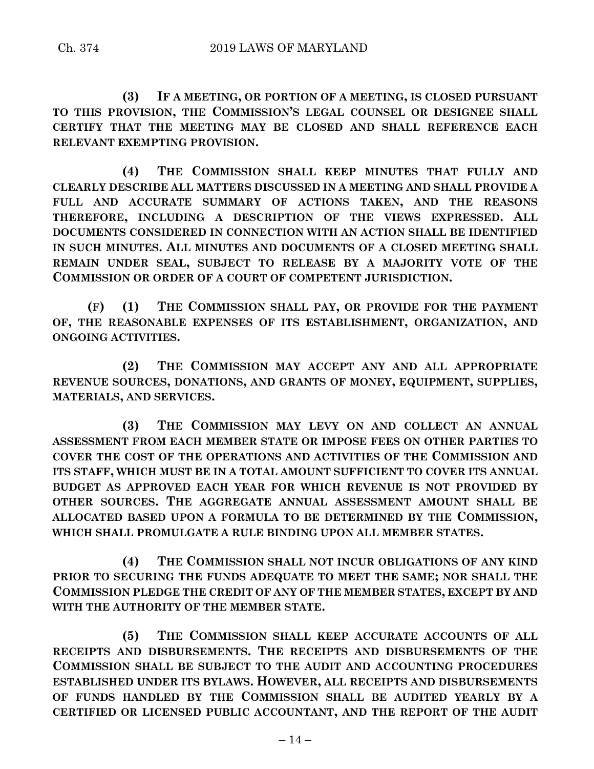**(3) IF A MEETING, OR PORTION OF A MEETING, IS CLOSED PURSUANT TO THIS PROVISION, THE COMMISSION'S LEGAL COUNSEL OR DESIGNEE SHALL CERTIFY THAT THE MEETING MAY BE CLOSED AND SHALL REFERENCE EACH RELEVANT EXEMPTING PROVISION.**

**(4) THE COMMISSION SHALL KEEP MINUTES THAT FULLY AND CLEARLY DESCRIBE ALL MATTERS DISCUSSED IN A MEETING AND SHALL PROVIDE A FULL AND ACCURATE SUMMARY OF ACTIONS TAKEN, AND THE REASONS THEREFORE, INCLUDING A DESCRIPTION OF THE VIEWS EXPRESSED. ALL DOCUMENTS CONSIDERED IN CONNECTION WITH AN ACTION SHALL BE IDENTIFIED IN SUCH MINUTES. ALL MINUTES AND DOCUMENTS OF A CLOSED MEETING SHALL REMAIN UNDER SEAL, SUBJECT TO RELEASE BY A MAJORITY VOTE OF THE COMMISSION OR ORDER OF A COURT OF COMPETENT JURISDICTION.**

**(F) (1) THE COMMISSION SHALL PAY, OR PROVIDE FOR THE PAYMENT OF, THE REASONABLE EXPENSES OF ITS ESTABLISHMENT, ORGANIZATION, AND ONGOING ACTIVITIES.**

**(2) THE COMMISSION MAY ACCEPT ANY AND ALL APPROPRIATE REVENUE SOURCES, DONATIONS, AND GRANTS OF MONEY, EQUIPMENT, SUPPLIES, MATERIALS, AND SERVICES.**

**(3) THE COMMISSION MAY LEVY ON AND COLLECT AN ANNUAL ASSESSMENT FROM EACH MEMBER STATE OR IMPOSE FEES ON OTHER PARTIES TO COVER THE COST OF THE OPERATIONS AND ACTIVITIES OF THE COMMISSION AND ITS STAFF, WHICH MUST BE IN A TOTAL AMOUNT SUFFICIENT TO COVER ITS ANNUAL BUDGET AS APPROVED EACH YEAR FOR WHICH REVENUE IS NOT PROVIDED BY OTHER SOURCES. THE AGGREGATE ANNUAL ASSESSMENT AMOUNT SHALL BE ALLOCATED BASED UPON A FORMULA TO BE DETERMINED BY THE COMMISSION, WHICH SHALL PROMULGATE A RULE BINDING UPON ALL MEMBER STATES.**

**(4) THE COMMISSION SHALL NOT INCUR OBLIGATIONS OF ANY KIND PRIOR TO SECURING THE FUNDS ADEQUATE TO MEET THE SAME; NOR SHALL THE COMMISSION PLEDGE THE CREDIT OF ANY OF THE MEMBER STATES, EXCEPT BY AND WITH THE AUTHORITY OF THE MEMBER STATE.**

**(5) THE COMMISSION SHALL KEEP ACCURATE ACCOUNTS OF ALL RECEIPTS AND DISBURSEMENTS. THE RECEIPTS AND DISBURSEMENTS OF THE COMMISSION SHALL BE SUBJECT TO THE AUDIT AND ACCOUNTING PROCEDURES ESTABLISHED UNDER ITS BYLAWS. HOWEVER, ALL RECEIPTS AND DISBURSEMENTS OF FUNDS HANDLED BY THE COMMISSION SHALL BE AUDITED YEARLY BY A CERTIFIED OR LICENSED PUBLIC ACCOUNTANT, AND THE REPORT OF THE AUDIT**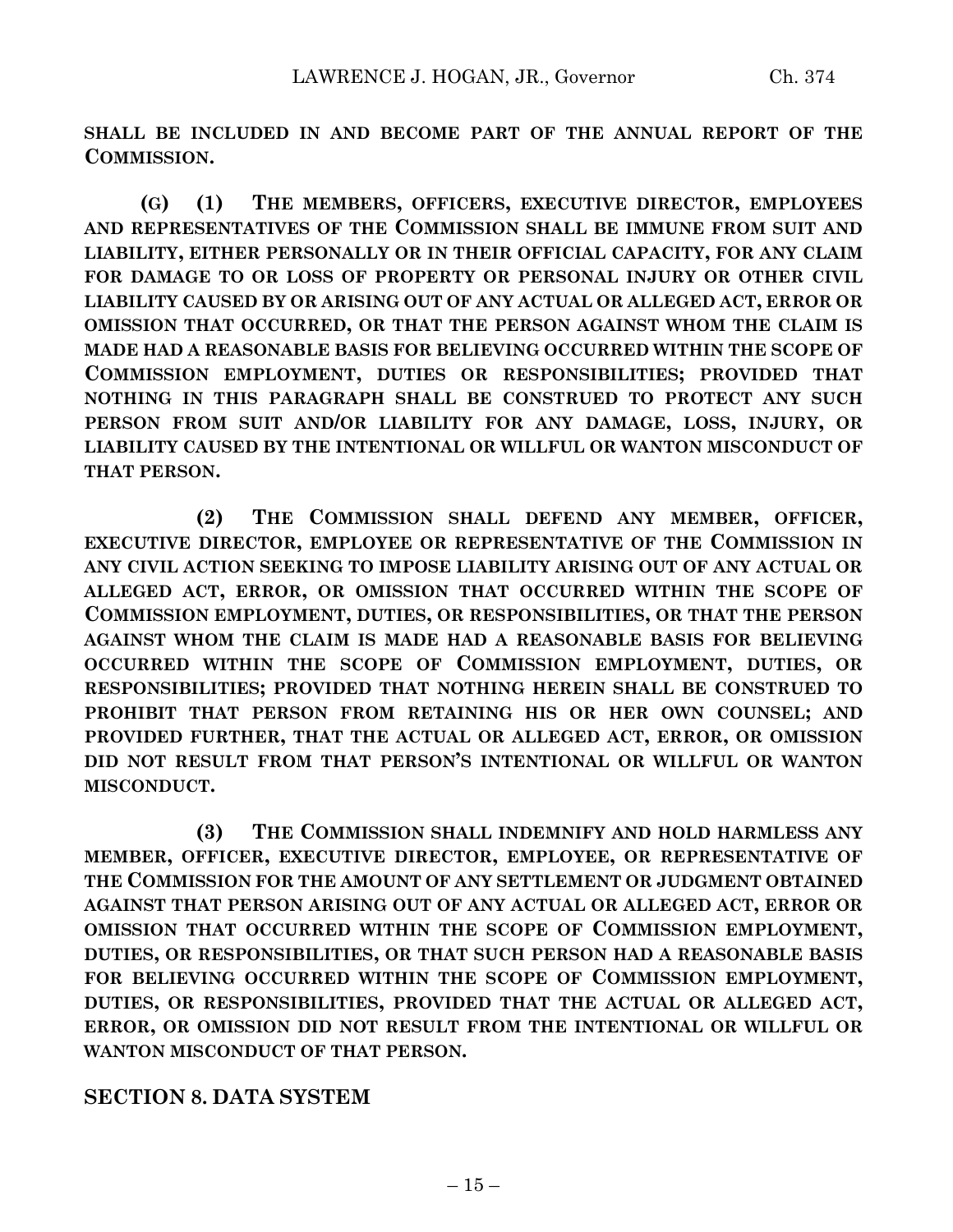**SHALL BE INCLUDED IN AND BECOME PART OF THE ANNUAL REPORT OF THE COMMISSION.**

**(G) (1) THE MEMBERS, OFFICERS, EXECUTIVE DIRECTOR, EMPLOYEES AND REPRESENTATIVES OF THE COMMISSION SHALL BE IMMUNE FROM SUIT AND LIABILITY, EITHER PERSONALLY OR IN THEIR OFFICIAL CAPACITY, FOR ANY CLAIM FOR DAMAGE TO OR LOSS OF PROPERTY OR PERSONAL INJURY OR OTHER CIVIL LIABILITY CAUSED BY OR ARISING OUT OF ANY ACTUAL OR ALLEGED ACT, ERROR OR OMISSION THAT OCCURRED, OR THAT THE PERSON AGAINST WHOM THE CLAIM IS MADE HAD A REASONABLE BASIS FOR BELIEVING OCCURRED WITHIN THE SCOPE OF COMMISSION EMPLOYMENT, DUTIES OR RESPONSIBILITIES; PROVIDED THAT NOTHING IN THIS PARAGRAPH SHALL BE CONSTRUED TO PROTECT ANY SUCH PERSON FROM SUIT AND/OR LIABILITY FOR ANY DAMAGE, LOSS, INJURY, OR LIABILITY CAUSED BY THE INTENTIONAL OR WILLFUL OR WANTON MISCONDUCT OF THAT PERSON.**

**(2) THE COMMISSION SHALL DEFEND ANY MEMBER, OFFICER, EXECUTIVE DIRECTOR, EMPLOYEE OR REPRESENTATIVE OF THE COMMISSION IN ANY CIVIL ACTION SEEKING TO IMPOSE LIABILITY ARISING OUT OF ANY ACTUAL OR ALLEGED ACT, ERROR, OR OMISSION THAT OCCURRED WITHIN THE SCOPE OF COMMISSION EMPLOYMENT, DUTIES, OR RESPONSIBILITIES, OR THAT THE PERSON AGAINST WHOM THE CLAIM IS MADE HAD A REASONABLE BASIS FOR BELIEVING OCCURRED WITHIN THE SCOPE OF COMMISSION EMPLOYMENT, DUTIES, OR RESPONSIBILITIES; PROVIDED THAT NOTHING HEREIN SHALL BE CONSTRUED TO PROHIBIT THAT PERSON FROM RETAINING HIS OR HER OWN COUNSEL; AND PROVIDED FURTHER, THAT THE ACTUAL OR ALLEGED ACT, ERROR, OR OMISSION DID NOT RESULT FROM THAT PERSON'S INTENTIONAL OR WILLFUL OR WANTON MISCONDUCT.**

**(3) THE COMMISSION SHALL INDEMNIFY AND HOLD HARMLESS ANY MEMBER, OFFICER, EXECUTIVE DIRECTOR, EMPLOYEE, OR REPRESENTATIVE OF THE COMMISSION FOR THE AMOUNT OF ANY SETTLEMENT OR JUDGMENT OBTAINED AGAINST THAT PERSON ARISING OUT OF ANY ACTUAL OR ALLEGED ACT, ERROR OR OMISSION THAT OCCURRED WITHIN THE SCOPE OF COMMISSION EMPLOYMENT, DUTIES, OR RESPONSIBILITIES, OR THAT SUCH PERSON HAD A REASONABLE BASIS FOR BELIEVING OCCURRED WITHIN THE SCOPE OF COMMISSION EMPLOYMENT, DUTIES, OR RESPONSIBILITIES, PROVIDED THAT THE ACTUAL OR ALLEGED ACT, ERROR, OR OMISSION DID NOT RESULT FROM THE INTENTIONAL OR WILLFUL OR WANTON MISCONDUCT OF THAT PERSON.**

## SECTION 8. DATA SYSTEM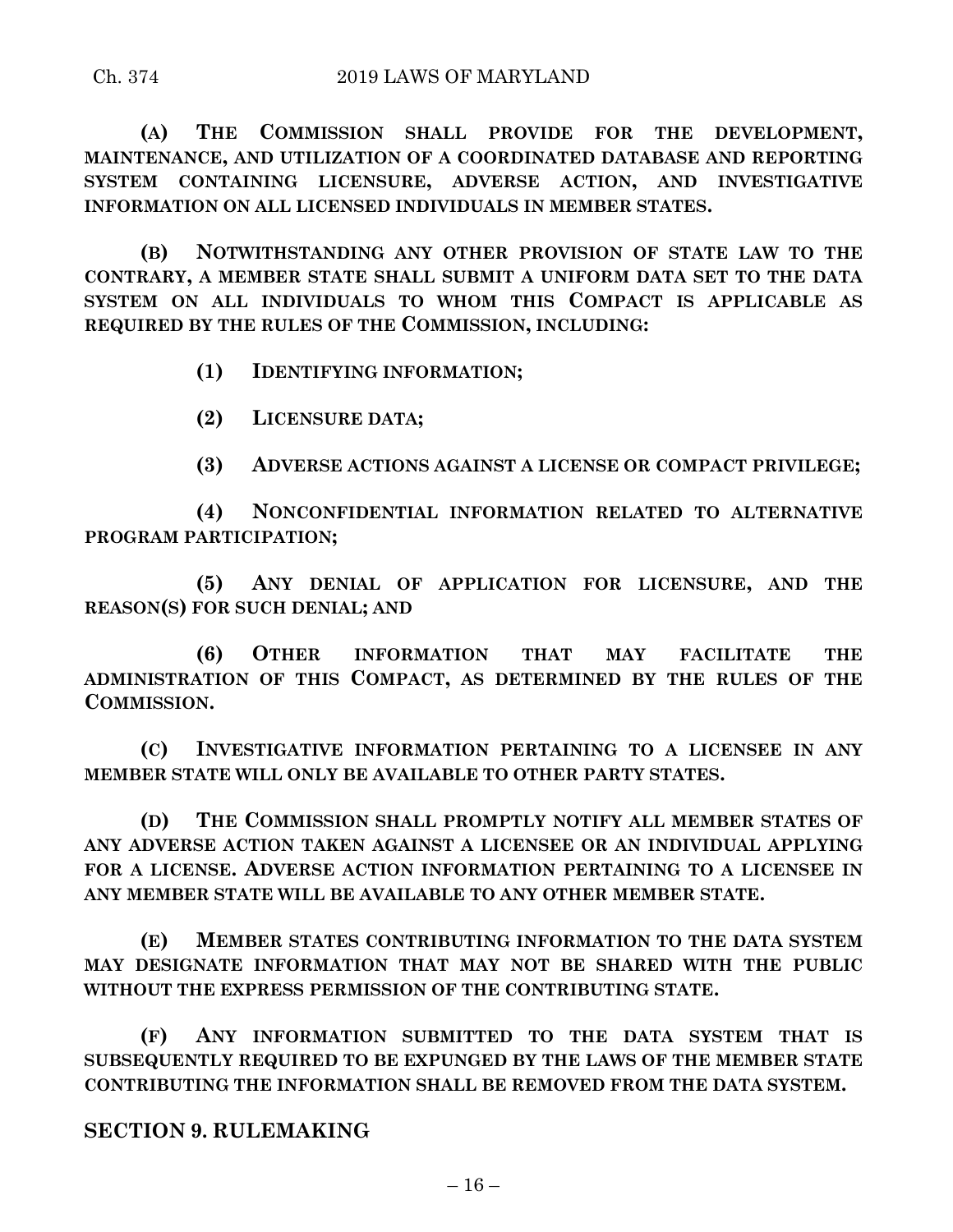**(A) THE COMMISSION SHALL PROVIDE FOR THE DEVELOPMENT, MAINTENANCE, AND UTILIZATION OF A COORDINATED DATABASE AND REPORTING SYSTEM CONTAINING LICENSURE, ADVERSE ACTION, AND INVESTIGATIVE INFORMATION ON ALL LICENSED INDIVIDUALS IN MEMBER STATES.**

**(B) NOTWITHSTANDING ANY OTHER PROVISION OF STATE LAW TO THE CONTRARY, A MEMBER STATE SHALL SUBMIT A UNIFORM DATA SET TO THE DATA SYSTEM ON ALL INDIVIDUALS TO WHOM THIS COMPACT IS APPLICABLE AS REQUIRED BY THE RULES OF THE COMMISSION, INCLUDING:**

**(1) IDENTIFYING INFORMATION;**

**(2) LICENSURE DATA;**

**(3) ADVERSE ACTIONS AGAINST A LICENSE OR COMPACT PRIVILEGE;**

**(4) NONCONFIDENTIAL INFORMATION RELATED TO ALTERNATIVE PROGRAM PARTICIPATION;**

**(5) ANY DENIAL OF APPLICATION FOR LICENSURE, AND THE REASON(S) FOR SUCH DENIAL; AND**

**(6) OTHER INFORMATION THAT MAY FACILITATE THE ADMINISTRATION OF THIS COMPACT, AS DETERMINED BY THE RULES OF THE COMMISSION.**

**(C) INVESTIGATIVE INFORMATION PERTAINING TO A LICENSEE IN ANY MEMBER STATE WILL ONLY BE AVAILABLE TO OTHER PARTY STATES.**

**(D) THE COMMISSION SHALL PROMPTLY NOTIFY ALL MEMBER STATES OF ANY ADVERSE ACTION TAKEN AGAINST A LICENSEE OR AN INDIVIDUAL APPLYING FOR A LICENSE. ADVERSE ACTION INFORMATION PERTAINING TO A LICENSEE IN ANY MEMBER STATE WILL BE AVAILABLE TO ANY OTHER MEMBER STATE.**

**(E) MEMBER STATES CONTRIBUTING INFORMATION TO THE DATA SYSTEM MAY DESIGNATE INFORMATION THAT MAY NOT BE SHARED WITH THE PUBLIC WITHOUT THE EXPRESS PERMISSION OF THE CONTRIBUTING STATE.**

**(F) ANY INFORMATION SUBMITTED TO THE DATA SYSTEM THAT IS SUBSEQUENTLY REQUIRED TO BE EXPUNGED BY THE LAWS OF THE MEMBER STATE CONTRIBUTING THE INFORMATION SHALL BE REMOVED FROM THE DATA SYSTEM.**

## SECTION 9. RULEMAKING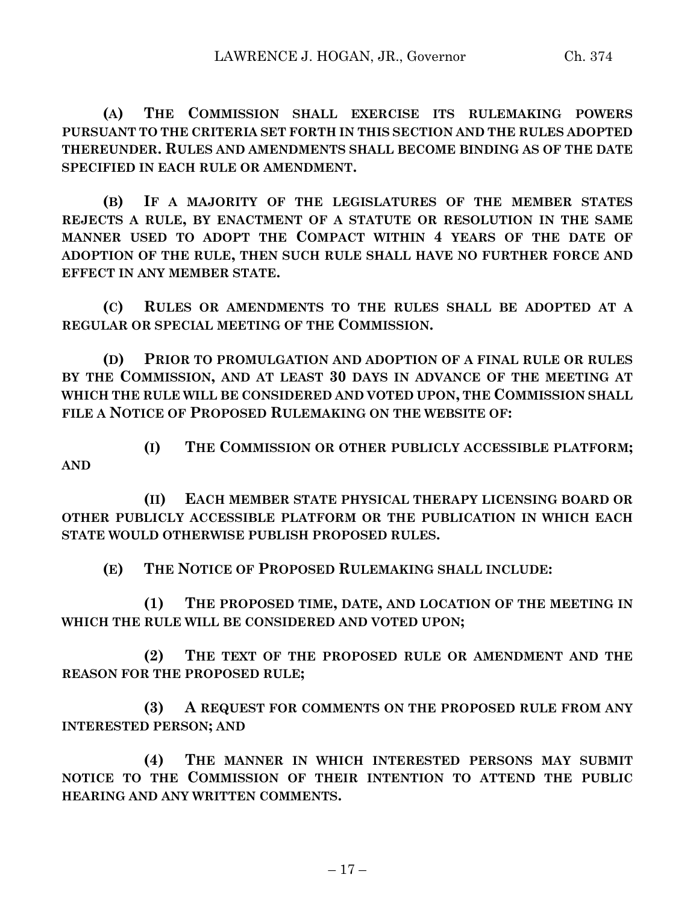**(A) THE COMMISSION SHALL EXERCISE ITS RULEMAKING POWERS PURSUANT TO THE CRITERIA SET FORTH IN THIS SECTION AND THE RULES ADOPTED THEREUNDER. RULES AND AMENDMENTS SHALL BECOME BINDING AS OF THE DATE SPECIFIED IN EACH RULE OR AMENDMENT.**

**(B) IF A MAJORITY OF THE LEGISLATURES OF THE MEMBER STATES REJECTS A RULE, BY ENACTMENT OF A STATUTE OR RESOLUTION IN THE SAME MANNER USED TO ADOPT THE COMPACT WITHIN 4 YEARS OF THE DATE OF ADOPTION OF THE RULE, THEN SUCH RULE SHALL HAVE NO FURTHER FORCE AND EFFECT IN ANY MEMBER STATE.**

**(C) RULES OR AMENDMENTS TO THE RULES SHALL BE ADOPTED AT A REGULAR OR SPECIAL MEETING OF THE COMMISSION.**

**(D) PRIOR TO PROMULGATION AND ADOPTION OF A FINAL RULE OR RULES BY THE COMMISSION, AND AT LEAST 30 DAYS IN ADVANCE OF THE MEETING AT WHICH THE RULE WILL BE CONSIDERED AND VOTED UPON, THE COMMISSION SHALL FILE A NOTICE OF PROPOSED RULEMAKING ON THE WEBSITE OF:**

**(I) THE COMMISSION OR OTHER PUBLICLY ACCESSIBLE PLATFORM; AND**

**(II) EACH MEMBER STATE PHYSICAL THERAPY LICENSING BOARD OR OTHER PUBLICLY ACCESSIBLE PLATFORM OR THE PUBLICATION IN WHICH EACH STATE WOULD OTHERWISE PUBLISH PROPOSED RULES.**

**(E) THE NOTICE OF PROPOSED RULEMAKING SHALL INCLUDE:**

**(1) THE PROPOSED TIME, DATE, AND LOCATION OF THE MEETING IN WHICH THE RULE WILL BE CONSIDERED AND VOTED UPON;**

**(2) THE TEXT OF THE PROPOSED RULE OR AMENDMENT AND THE REASON FOR THE PROPOSED RULE;**

**(3) A REQUEST FOR COMMENTS ON THE PROPOSED RULE FROM ANY INTERESTED PERSON; AND**

**(4) THE MANNER IN WHICH INTERESTED PERSONS MAY SUBMIT NOTICE TO THE COMMISSION OF THEIR INTENTION TO ATTEND THE PUBLIC HEARING AND ANY WRITTEN COMMENTS.**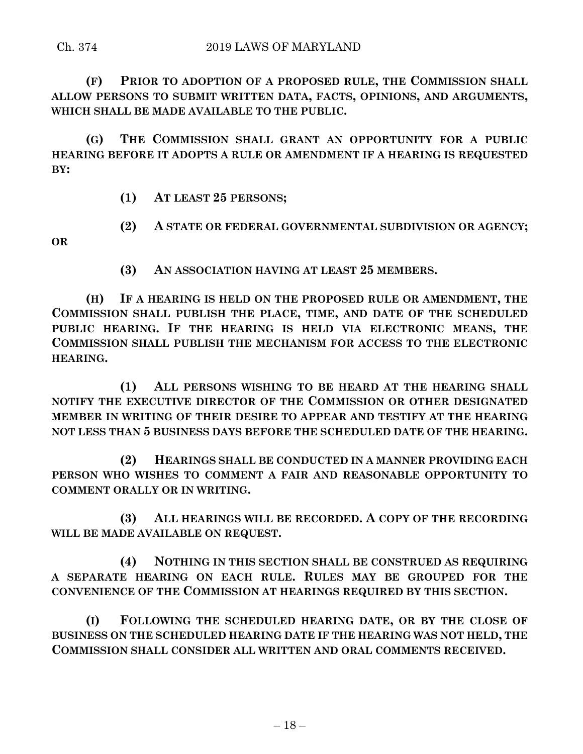**(F) PRIOR TO ADOPTION OF A PROPOSED RULE, THE COMMISSION SHALL ALLOW PERSONS TO SUBMIT WRITTEN DATA, FACTS, OPINIONS, AND ARGUMENTS, WHICH SHALL BE MADE AVAILABLE TO THE PUBLIC.**

**(G) THE COMMISSION SHALL GRANT AN OPPORTUNITY FOR A PUBLIC HEARING BEFORE IT ADOPTS A RULE OR AMENDMENT IF A HEARING IS REQUESTED BY:**

**(1) AT LEAST 25 PERSONS;**

**(2) A STATE OR FEDERAL GOVERNMENTAL SUBDIVISION OR AGENCY; OR**

**(3) AN ASSOCIATION HAVING AT LEAST 25 MEMBERS.**

**(H) IF A HEARING IS HELD ON THE PROPOSED RULE OR AMENDMENT, THE COMMISSION SHALL PUBLISH THE PLACE, TIME, AND DATE OF THE SCHEDULED PUBLIC HEARING. IF THE HEARING IS HELD VIA ELECTRONIC MEANS, THE COMMISSION SHALL PUBLISH THE MECHANISM FOR ACCESS TO THE ELECTRONIC HEARING.**

**(1) ALL PERSONS WISHING TO BE HEARD AT THE HEARING SHALL NOTIFY THE EXECUTIVE DIRECTOR OF THE COMMISSION OR OTHER DESIGNATED MEMBER IN WRITING OF THEIR DESIRE TO APPEAR AND TESTIFY AT THE HEARING NOT LESS THAN 5 BUSINESS DAYS BEFORE THE SCHEDULED DATE OF THE HEARING.**

**(2) HEARINGS SHALL BE CONDUCTED IN A MANNER PROVIDING EACH PERSON WHO WISHES TO COMMENT A FAIR AND REASONABLE OPPORTUNITY TO COMMENT ORALLY OR IN WRITING.**

**(3) ALL HEARINGS WILL BE RECORDED. A COPY OF THE RECORDING WILL BE MADE AVAILABLE ON REQUEST.**

**(4) NOTHING IN THIS SECTION SHALL BE CONSTRUED AS REQUIRING A SEPARATE HEARING ON EACH RULE. RULES MAY BE GROUPED FOR THE CONVENIENCE OF THE COMMISSION AT HEARINGS REQUIRED BY THIS SECTION.**

**(I) FOLLOWING THE SCHEDULED HEARING DATE, OR BY THE CLOSE OF BUSINESS ON THE SCHEDULED HEARING DATE IF THE HEARING WAS NOT HELD, THE COMMISSION SHALL CONSIDER ALL WRITTEN AND ORAL COMMENTS RECEIVED.**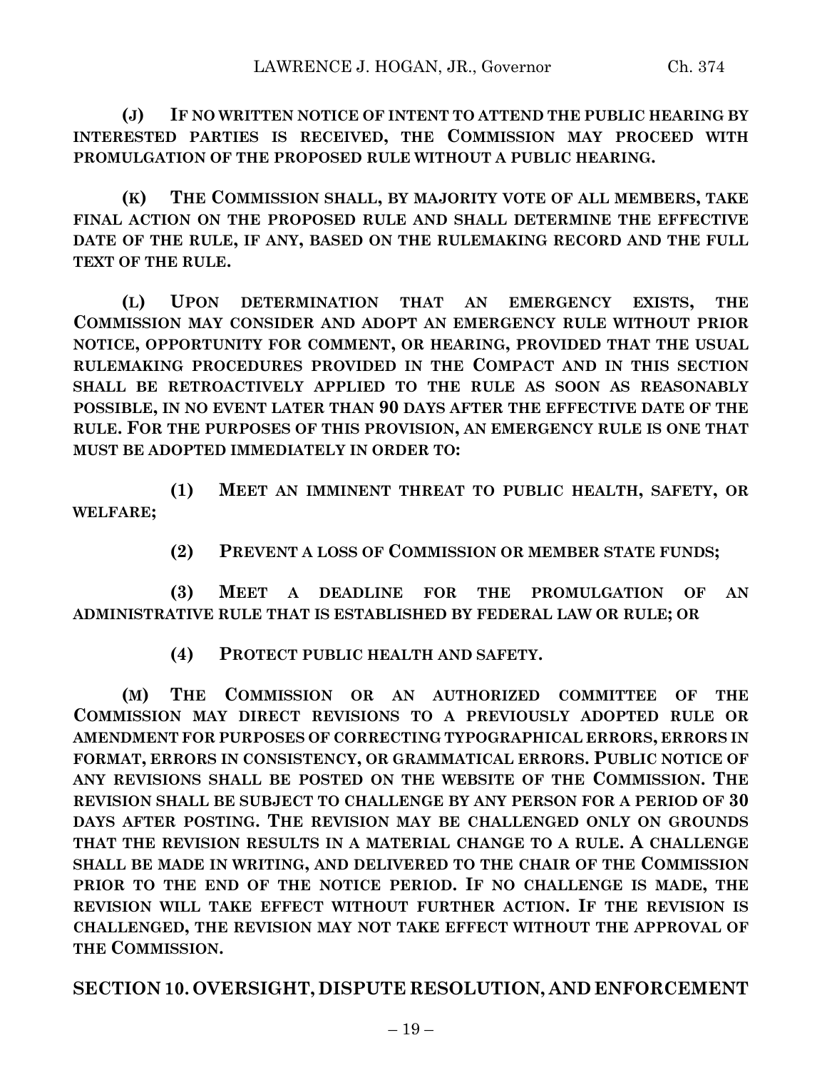**(J) IF NO WRITTEN NOTICE OF INTENT TO ATTEND THE PUBLIC HEARING BY INTERESTED PARTIES IS RECEIVED, THE COMMISSION MAY PROCEED WITH PROMULGATION OF THE PROPOSED RULE WITHOUT A PUBLIC HEARING.**

**(K) THE COMMISSION SHALL, BY MAJORITY VOTE OF ALL MEMBERS, TAKE FINAL ACTION ON THE PROPOSED RULE AND SHALL DETERMINE THE EFFECTIVE DATE OF THE RULE, IF ANY, BASED ON THE RULEMAKING RECORD AND THE FULL TEXT OF THE RULE.**

**(L) UPON DETERMINATION THAT AN EMERGENCY EXISTS, THE COMMISSION MAY CONSIDER AND ADOPT AN EMERGENCY RULE WITHOUT PRIOR NOTICE, OPPORTUNITY FOR COMMENT, OR HEARING, PROVIDED THAT THE USUAL RULEMAKING PROCEDURES PROVIDED IN THE COMPACT AND IN THIS SECTION SHALL BE RETROACTIVELY APPLIED TO THE RULE AS SOON AS REASONABLY POSSIBLE, IN NO EVENT LATER THAN 90 DAYS AFTER THE EFFECTIVE DATE OF THE RULE. FOR THE PURPOSES OF THIS PROVISION, AN EMERGENCY RULE IS ONE THAT MUST BE ADOPTED IMMEDIATELY IN ORDER TO:**

**(1) MEET AN IMMINENT THREAT TO PUBLIC HEALTH, SAFETY, OR WELFARE;**

**(2) PREVENT A LOSS OF COMMISSION OR MEMBER STATE FUNDS;**

**(3) MEET A DEADLINE FOR THE PROMULGATION OF AN ADMINISTRATIVE RULE THAT IS ESTABLISHED BY FEDERAL LAW OR RULE; OR**

**(4) PROTECT PUBLIC HEALTH AND SAFETY.**

**(M) THE COMMISSION OR AN AUTHORIZED COMMITTEE OF THE COMMISSION MAY DIRECT REVISIONS TO A PREVIOUSLY ADOPTED RULE OR AMENDMENT FOR PURPOSES OF CORRECTING TYPOGRAPHICAL ERRORS, ERRORS IN FORMAT, ERRORS IN CONSISTENCY, OR GRAMMATICAL ERRORS. PUBLIC NOTICE OF ANY REVISIONS SHALL BE POSTED ON THE WEBSITE OF THE COMMISSION. THE REVISION SHALL BE SUBJECT TO CHALLENGE BY ANY PERSON FOR A PERIOD OF 30 DAYS AFTER POSTING. THE REVISION MAY BE CHALLENGED ONLY ON GROUNDS THAT THE REVISION RESULTS IN A MATERIAL CHANGE TO A RULE. A CHALLENGE SHALL BE MADE IN WRITING, AND DELIVERED TO THE CHAIR OF THE COMMISSION PRIOR TO THE END OF THE NOTICE PERIOD. IF NO CHALLENGE IS MADE, THE REVISION WILL TAKE EFFECT WITHOUT FURTHER ACTION. IF THE REVISION IS CHALLENGED, THE REVISION MAY NOT TAKE EFFECT WITHOUT THE APPROVAL OF THE COMMISSION.**

## SECTION 10. OVERSIGHT, DISPUTE RESOLUTION, AND ENFORCEMENT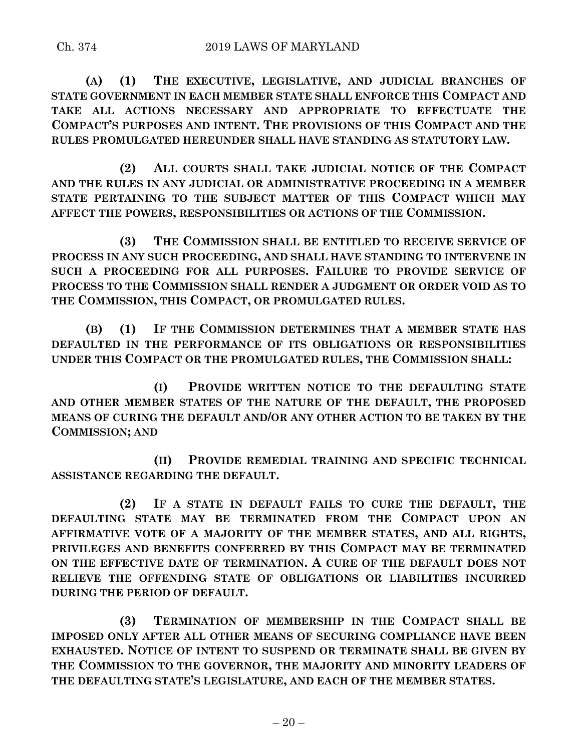**(A) (1) THE EXECUTIVE, LEGISLATIVE, AND JUDICIAL BRANCHES OF STATE GOVERNMENT IN EACH MEMBER STATE SHALL ENFORCE THIS COMPACT AND TAKE ALL ACTIONS NECESSARY AND APPROPRIATE TO EFFECTUATE THE COMPACT'S PURPOSES AND INTENT. THE PROVISIONS OF THIS COMPACT AND THE RULES PROMULGATED HEREUNDER SHALL HAVE STANDING AS STATUTORY LAW.**

**(2) ALL COURTS SHALL TAKE JUDICIAL NOTICE OF THE COMPACT AND THE RULES IN ANY JUDICIAL OR ADMINISTRATIVE PROCEEDING IN A MEMBER STATE PERTAINING TO THE SUBJECT MATTER OF THIS COMPACT WHICH MAY AFFECT THE POWERS, RESPONSIBILITIES OR ACTIONS OF THE COMMISSION.**

**(3) THE COMMISSION SHALL BE ENTITLED TO RECEIVE SERVICE OF PROCESS IN ANY SUCH PROCEEDING, AND SHALL HAVE STANDING TO INTERVENE IN SUCH A PROCEEDING FOR ALL PURPOSES. FAILURE TO PROVIDE SERVICE OF PROCESS TO THE COMMISSION SHALL RENDER A JUDGMENT OR ORDER VOID AS TO THE COMMISSION, THIS COMPACT, OR PROMULGATED RULES.**

**(B) (1) IF THE COMMISSION DETERMINES THAT A MEMBER STATE HAS DEFAULTED IN THE PERFORMANCE OF ITS OBLIGATIONS OR RESPONSIBILITIES UNDER THIS COMPACT OR THE PROMULGATED RULES, THE COMMISSION SHALL:**

**(I) PROVIDE WRITTEN NOTICE TO THE DEFAULTING STATE AND OTHER MEMBER STATES OF THE NATURE OF THE DEFAULT, THE PROPOSED MEANS OF CURING THE DEFAULT AND/OR ANY OTHER ACTION TO BE TAKEN BY THE COMMISSION; AND**

**(II) PROVIDE REMEDIAL TRAINING AND SPECIFIC TECHNICAL ASSISTANCE REGARDING THE DEFAULT.**

**(2) IF A STATE IN DEFAULT FAILS TO CURE THE DEFAULT, THE DEFAULTING STATE MAY BE TERMINATED FROM THE COMPACT UPON AN AFFIRMATIVE VOTE OF A MAJORITY OF THE MEMBER STATES, AND ALL RIGHTS, PRIVILEGES AND BENEFITS CONFERRED BY THIS COMPACT MAY BE TERMINATED ON THE EFFECTIVE DATE OF TERMINATION. A CURE OF THE DEFAULT DOES NOT RELIEVE THE OFFENDING STATE OF OBLIGATIONS OR LIABILITIES INCURRED DURING THE PERIOD OF DEFAULT.**

**(3) TERMINATION OF MEMBERSHIP IN THE COMPACT SHALL BE IMPOSED ONLY AFTER ALL OTHER MEANS OF SECURING COMPLIANCE HAVE BEEN EXHAUSTED. NOTICE OF INTENT TO SUSPEND OR TERMINATE SHALL BE GIVEN BY THE COMMISSION TO THE GOVERNOR, THE MAJORITY AND MINORITY LEADERS OF THE DEFAULTING STATE'S LEGISLATURE, AND EACH OF THE MEMBER STATES.**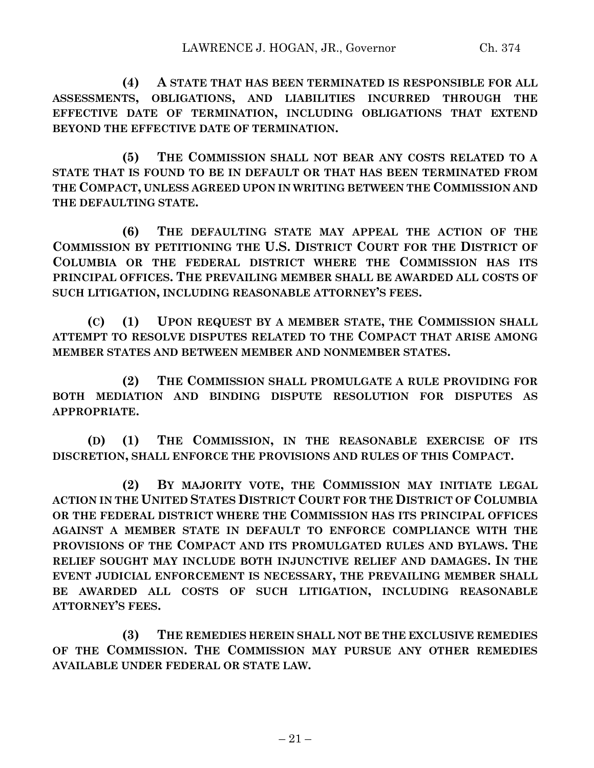**(4) A STATE THAT HAS BEEN TERMINATED IS RESPONSIBLE FOR ALL ASSESSMENTS, OBLIGATIONS, AND LIABILITIES INCURRED THROUGH THE EFFECTIVE DATE OF TERMINATION, INCLUDING OBLIGATIONS THAT EXTEND BEYOND THE EFFECTIVE DATE OF TERMINATION.**

**(5) THE COMMISSION SHALL NOT BEAR ANY COSTS RELATED TO A STATE THAT IS FOUND TO BE IN DEFAULT OR THAT HAS BEEN TERMINATED FROM THE COMPACT, UNLESS AGREED UPON IN WRITING BETWEEN THE COMMISSION AND THE DEFAULTING STATE.**

**(6) THE DEFAULTING STATE MAY APPEAL THE ACTION OF THE COMMISSION BY PETITIONING THE U.S. DISTRICT COURT FOR THE DISTRICT OF COLUMBIA OR THE FEDERAL DISTRICT WHERE THE COMMISSION HAS ITS PRINCIPAL OFFICES. THE PREVAILING MEMBER SHALL BE AWARDED ALL COSTS OF SUCH LITIGATION, INCLUDING REASONABLE ATTORNEY'S FEES.**

**(C) (1) UPON REQUEST BY A MEMBER STATE, THE COMMISSION SHALL ATTEMPT TO RESOLVE DISPUTES RELATED TO THE COMPACT THAT ARISE AMONG MEMBER STATES AND BETWEEN MEMBER AND NONMEMBER STATES.**

**(2) THE COMMISSION SHALL PROMULGATE A RULE PROVIDING FOR BOTH MEDIATION AND BINDING DISPUTE RESOLUTION FOR DISPUTES AS APPROPRIATE.**

**(D) (1) THE COMMISSION, IN THE REASONABLE EXERCISE OF ITS DISCRETION, SHALL ENFORCE THE PROVISIONS AND RULES OF THIS COMPACT.**

**(2) BY MAJORITY VOTE, THE COMMISSION MAY INITIATE LEGAL ACTION IN THE UNITED STATES DISTRICT COURT FOR THE DISTRICT OF COLUMBIA OR THE FEDERAL DISTRICT WHERE THE COMMISSION HAS ITS PRINCIPAL OFFICES AGAINST A MEMBER STATE IN DEFAULT TO ENFORCE COMPLIANCE WITH THE PROVISIONS OF THE COMPACT AND ITS PROMULGATED RULES AND BYLAWS. THE RELIEF SOUGHT MAY INCLUDE BOTH INJUNCTIVE RELIEF AND DAMAGES. IN THE EVENT JUDICIAL ENFORCEMENT IS NECESSARY, THE PREVAILING MEMBER SHALL BE AWARDED ALL COSTS OF SUCH LITIGATION, INCLUDING REASONABLE ATTORNEY'S FEES.**

**(3) THE REMEDIES HEREIN SHALL NOT BE THE EXCLUSIVE REMEDIES OF THE COMMISSION. THE COMMISSION MAY PURSUE ANY OTHER REMEDIES AVAILABLE UNDER FEDERAL OR STATE LAW.**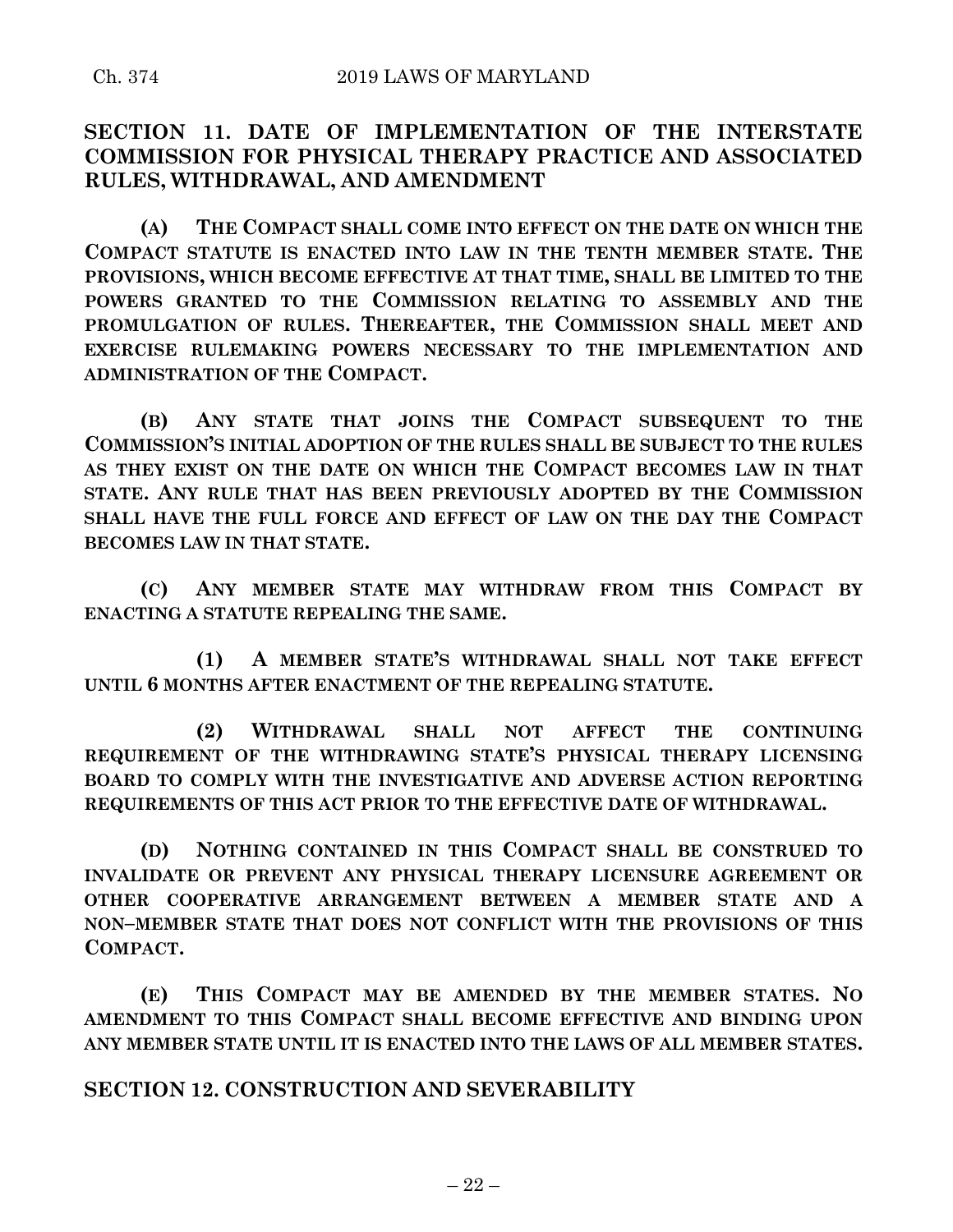## SECTION 11. DATE OF IMPLEMENTATION OF THE INTERSTATE COMMISSION FOR PHYSICAL THERAPY PRACTICE AND ASSOCIATED RULES, WITHDRAWAL, AND AMENDMENT

**(A) THE COMPACT SHALL COME INTO EFFECT ON THE DATE ON WHICH THE COMPACT STATUTE IS ENACTED INTO LAW IN THE TENTH MEMBER STATE. THE PROVISIONS, WHICH BECOME EFFECTIVE AT THAT TIME, SHALL BE LIMITED TO THE POWERS GRANTED TO THE COMMISSION RELATING TO ASSEMBLY AND THE PROMULGATION OF RULES. THEREAFTER, THE COMMISSION SHALL MEET AND EXERCISE RULEMAKING POWERS NECESSARY TO THE IMPLEMENTATION AND ADMINISTRATION OF THE COMPACT.**

**(B) ANY STATE THAT JOINS THE COMPACT SUBSEQUENT TO THE COMMISSION'S INITIAL ADOPTION OF THE RULES SHALL BE SUBJECT TO THE RULES AS THEY EXIST ON THE DATE ON WHICH THE COMPACT BECOMES LAW IN THAT STATE. ANY RULE THAT HAS BEEN PREVIOUSLY ADOPTED BY THE COMMISSION SHALL HAVE THE FULL FORCE AND EFFECT OF LAW ON THE DAY THE COMPACT BECOMES LAW IN THAT STATE.**

**(C) ANY MEMBER STATE MAY WITHDRAW FROM THIS COMPACT BY ENACTING A STATUTE REPEALING THE SAME.**

**(1) A MEMBER STATE'S WITHDRAWAL SHALL NOT TAKE EFFECT UNTIL 6 MONTHS AFTER ENACTMENT OF THE REPEALING STATUTE.**

**(2) WITHDRAWAL SHALL NOT AFFECT THE CONTINUING REQUIREMENT OF THE WITHDRAWING STATE'S PHYSICAL THERAPY LICENSING BOARD TO COMPLY WITH THE INVESTIGATIVE AND ADVERSE ACTION REPORTING REQUIREMENTS OF THIS ACT PRIOR TO THE EFFECTIVE DATE OF WITHDRAWAL.**

**(D) NOTHING CONTAINED IN THIS COMPACT SHALL BE CONSTRUED TO INVALIDATE OR PREVENT ANY PHYSICAL THERAPY LICENSURE AGREEMENT OR OTHER COOPERATIVE ARRANGEMENT BETWEEN A MEMBER STATE AND A NON–MEMBER STATE THAT DOES NOT CONFLICT WITH THE PROVISIONS OF THIS COMPACT.**

**(E) THIS COMPACT MAY BE AMENDED BY THE MEMBER STATES. NO AMENDMENT TO THIS COMPACT SHALL BECOME EFFECTIVE AND BINDING UPON ANY MEMBER STATE UNTIL IT IS ENACTED INTO THE LAWS OF ALL MEMBER STATES.**

## SECTION 12. CONSTRUCTION AND SEVERABILITY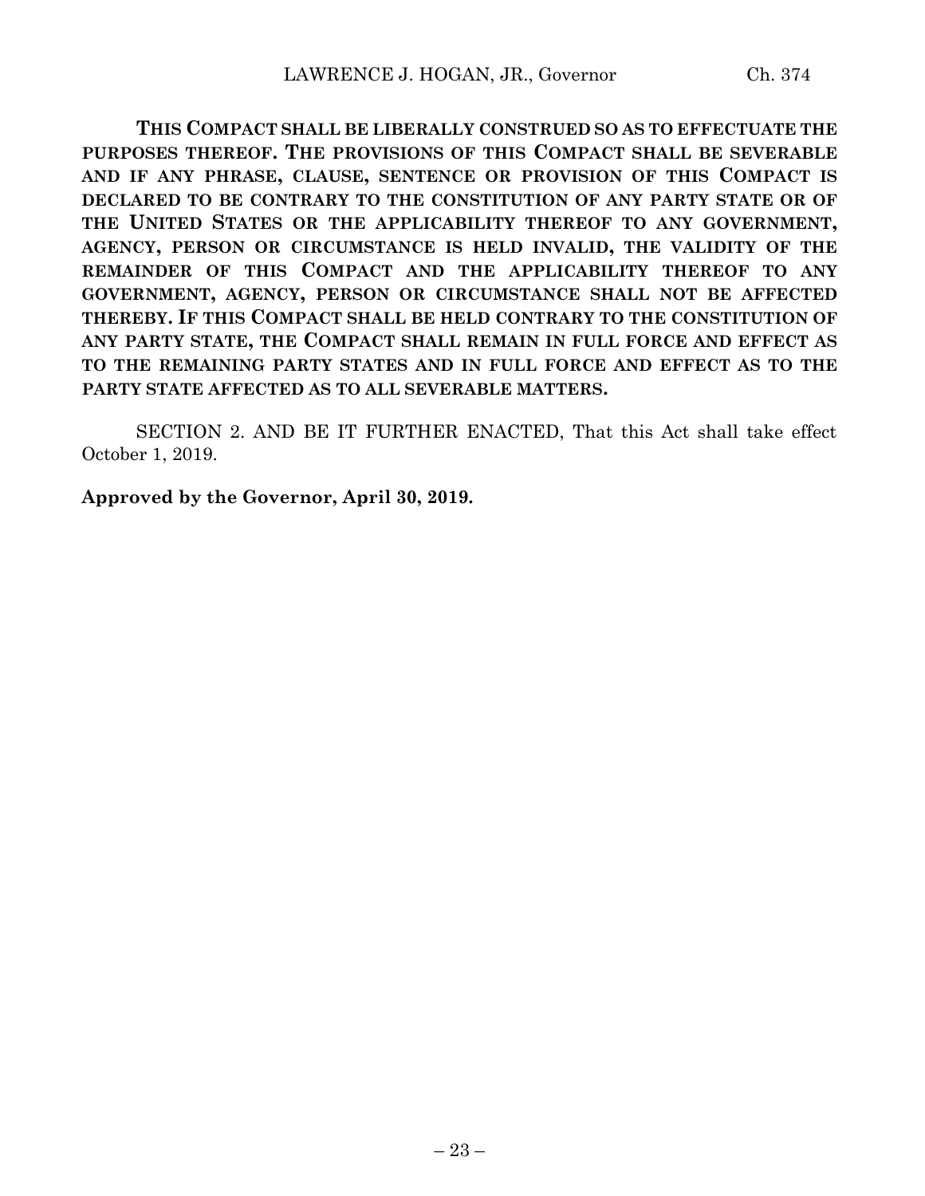**THIS COMPACT SHALL BE LIBERALLY CONSTRUED SO AS TO EFFECTUATE THE PURPOSES THEREOF. THE PROVISIONS OF THIS COMPACT SHALL BE SEVERABLE AND IF ANY PHRASE, CLAUSE, SENTENCE OR PROVISION OF THIS COMPACT IS DECLARED TO BE CONTRARY TO THE CONSTITUTION OF ANY PARTY STATE OR OF THE UNITED STATES OR THE APPLICABILITY THEREOF TO ANY GOVERNMENT, AGENCY, PERSON OR CIRCUMSTANCE IS HELD INVALID, THE VALIDITY OF THE REMAINDER OF THIS COMPACT AND THE APPLICABILITY THEREOF TO ANY GOVERNMENT, AGENCY, PERSON OR CIRCUMSTANCE SHALL NOT BE AFFECTED THEREBY. IF THIS COMPACT SHALL BE HELD CONTRARY TO THE CONSTITUTION OF ANY PARTY STATE, THE COMPACT SHALL REMAIN IN FULL FORCE AND EFFECT AS TO THE REMAINING PARTY STATES AND IN FULL FORCE AND EFFECT AS TO THE PARTY STATE AFFECTED AS TO ALL SEVERABLE MATTERS.**

SECTION 2. AND BE IT FURTHER ENACTED, That this Act shall take effect October 1, 2019.

**Approved by the Governor, April 30, 2019.**